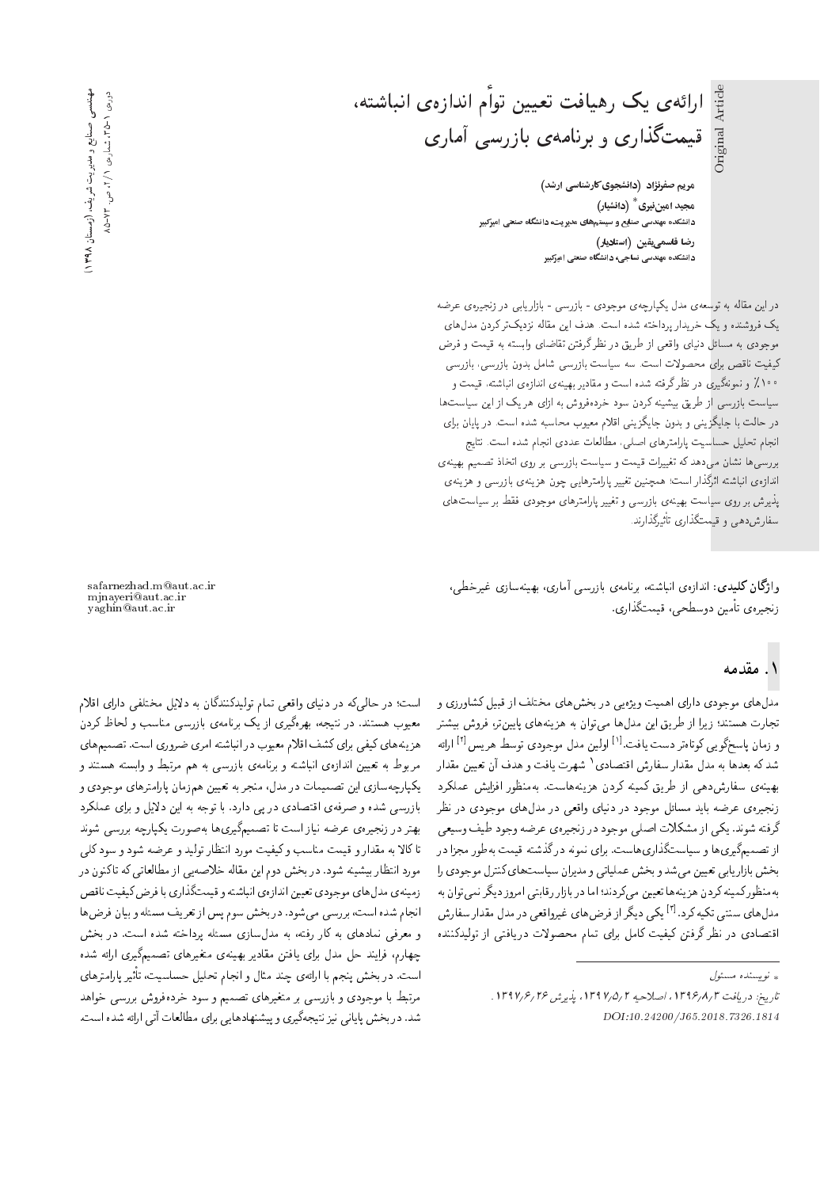# ارائه‌ی یک رهیافت تعیین توأم اندازه‌ی انباشته، قیمت‌گذاری و برنامه‌ی بازرسی آماری

**مریم صفرنژاد** (دانشجوی کارشناسی ارشد)
**مجید امین‌نیری*** (دانشیار)
دانشکده مهندسی صنایع و سیستم‌های مدیریت، دانشگاه صنعتی امیرکبیر
**رضا قاسمی‌یقین** (استادیار)
دانشکده مهندسی نساجی، دانشگاه صنعتی امیرکبیر

در این مقاله به توسعه‌ی مدل یکپارچه‌ی موجودی - بازرسی - بازاریابی در زنجیره‌ی عرضه یک فروشنده و یک خریدار پرداخته شده است. هدف این مقاله نزدیک‌تر کردن مدل‌های موجودی به مسائل دنیای واقعی از طریق در نظر گرفتن تقاضای وابسته به قیمت و فرض کیفیت ناقص برای محصولات است. سه سیاست بازرسی شامل بدون بازرسی، بازرسی ۱۰۰٪ و نمونه‌گیری در نظر گرفته شده است و مقادیر بهینه‌ی اندازه‌ی انباشته، قیمت و سیاست بازرسی از طریق بیشینه کردن سود خرده‌فروش به ازای هر یک از این سیاست‌ها در حالت با جایگزینی و بدون جایگزینی اقلام معیوب محاسبه شده است. در پایان برای انجام تحلیل حساسیت پارامترهای اصلی، مطالعات عددی انجام شده است. نتایج بررسی‌ها نشان می‌دهد که تغییرات قیمت و سیاست بازرسی بر روی اتخاذ تصمیم بهینه‌ی اندازه‌ی انباشته اثرگذار است؛ همچنین تغییر پارامترهایی چون هزینه‌ی بازرسی و هزینه‌ی پذیرش بر روی سیاست بهینه‌ی بازرسی و تغییر پارامترهای موجودی فقط بر سیاست‌های سفارش‌دهی و قیمت‌گذاری تأثیرگذارند.

**واژگان کلیدی:** اندازه‌ی انباشته، برنامه‌ی بازرسی آماری، بهینه‌سازی غیرخطی، زنجیره‌ی تأمین دوسطحی، قیمت‌گذاری.

safarnezhad.m@aut.ac.ir
mjnayeri@aut.ac.ir
yaghin@aut.ac.ir

## ۱. مقدمه

مدل‌های موجودی دارای اهمیت ویژه‌یی در بخش‌های مختلف از قبیل کشاورزی و تجارت هستند؛ زیرا از طریق این مدل‌ها می‌توان به هزینه‌های پایین‌تر، فروش بیشتر و زمان پاسخ‌گویی کوتاه‌تر دست یافت.[1] اولین مدل موجودی توسط هریس[2] ارائه شد که بعدها به مدل مقدار سفارش اقتصادی[1] شهرت یافت و هدف آن تعیین مقدار بهینه‌ی سفارش‌دهی از طریق کمینه کردن هزینه‌هاست. به‌منظور افزایش عملکرد زنجیره‌ی عرضه باید مسائل موجود در دنیای واقعی در مدل‌های موجودی در نظر گرفته شوند. یکی از مشکلات اصلی موجود در زنجیره‌ی عرضه وجود طیف وسیعی از تصمیم‌گیری‌ها و سیاست‌گذاری‌هاست. برای نمونه در گذشته قیمت به‌طور مجزا در بخش بازاریابی تعیین می‌شد و بخش عملیاتی و مدیران سیاست‌های کنترل موجودی را به‌منظور کمینه کردن هزینه‌ها تعیین می‌کردند؛ اما در بازار رقابتی امروز دیگر نمی‌توان به مدل‌های سنتی تکیه کرد.[3] یکی دیگر از فرض‌های غیرواقعی در مدل مقدار سفارش اقتصادی در نظر گرفتن کیفیت کامل برای تمام محصولات دریافتی از تولیدکننده است؛ در حالی‌که در دنیای واقعی تمام تولیدکنندگان به دلایل مختلفی دارای اقلام معیوب هستند. در نتیجه، بهره‌گیری از یک برنامه‌ی بازرسی مناسب و لحاظ کردن هزینه‌های کیفی برای کشف اقلام معیوب در انباشته امری ضروری است. تصمیم‌های مربوط به تعیین اندازه‌ی انباشته و برنامه‌ی بازرسی به هم مرتبط و وابسته هستند و یکپارچه‌سازی این تصمیمات در مدل، منجر به تعیین هم‌زمان پارامترهای موجودی و بازرسی شده و صرفه‌ی اقتصادی در پی دارد. با توجه به این دلایل و برای عملکرد بهتر در زنجیره‌ی عرضه نیاز است تا تصمیم‌گیری‌ها به‌صورت یکپارچه بررسی شوند تا کالا به مقدار و قیمت مناسب و کیفیت مورد انتظار تولید و عرضه شود و سود کلی مورد انتظار بیشینه شود. در بخش دوم این مقاله خلاصه‌یی از مطالعاتی که تاکنون در زمینه‌ی مدل‌های موجودی تعیین اندازه‌ی انباشته و قیمت‌گذاری با فرض کیفیت ناقص انجام شده است، بررسی می‌شود. در بخش سوم پس از تعریف مسئله و بیان فرض‌ها و معرفی نمادهای به کار رفته، به مدل‌سازی مسئله پرداخته شده است. در بخش چهارم، فرایند حل مدل برای یافتن مقادیر بهینه‌ی متغیرهای تصمیم‌گیری ارائه شده است. در بخش پنجم با ارائه‌ی چند مثال و انجام تحلیل حساسیت، تأثیر پارامترهای مرتبط با موجودی و بازرسی بر متغیرهای تصمیم و سود خرده‌فروش بررسی خواهد شد. در بخش پایانی نیز نتیجه‌گیری و پیشنهادهایی برای مطالعات آتی ارائه شده است.

---

* نویسنده مسئول

تاریخ: دریافت ۱۳۹۶/۸/۳، اصلاحیه ۱۳۹۷/۵/۲، پذیرش ۱۳۹۷/۶/۲۶.

DOI:10.24200/J65.2018.7326.1814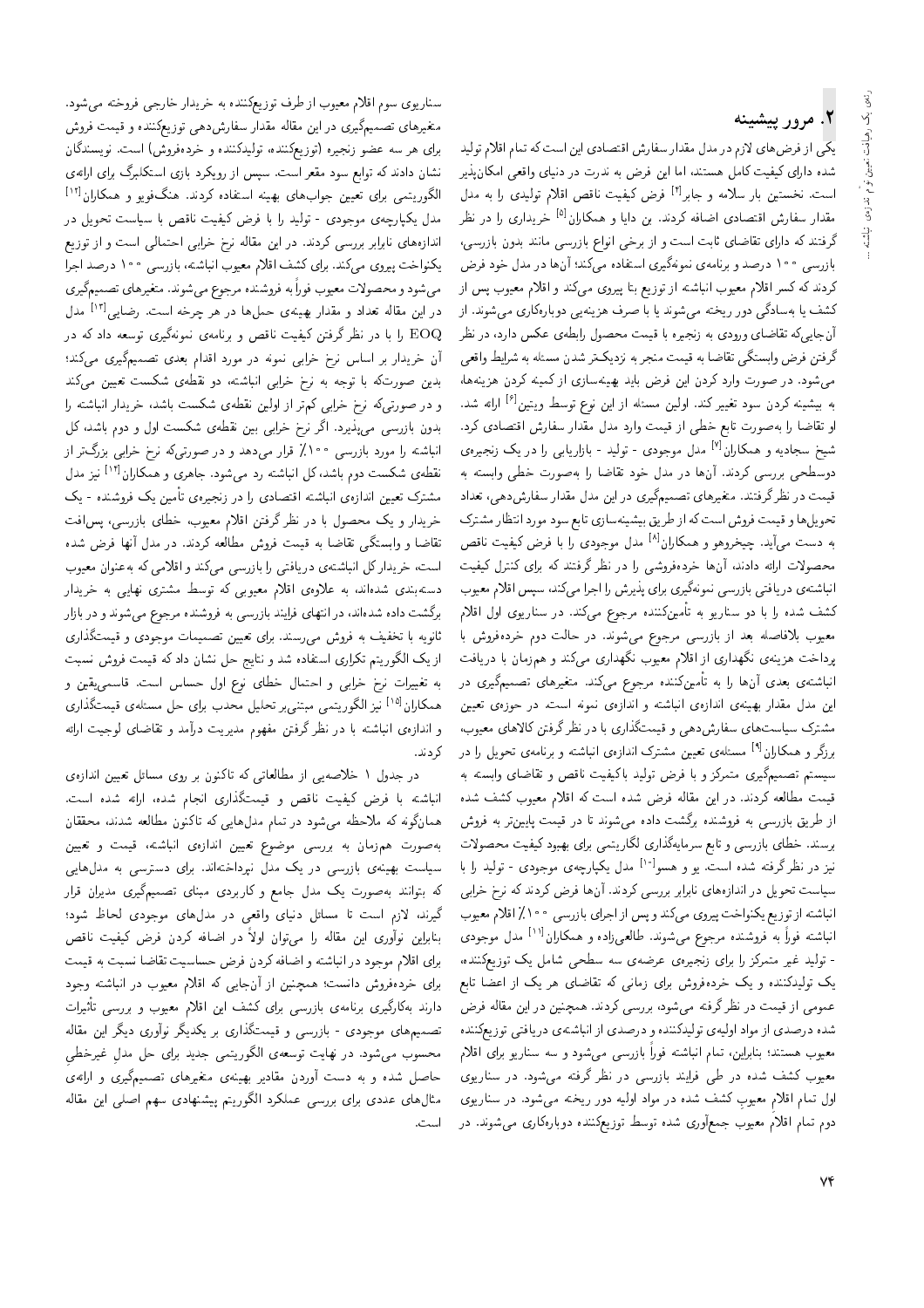## ۲. مرور پیشینه

یکی از فرض‌های لازم در مدل مقدار سفارش اقتصادی این است که تمام اقلام تولید شده دارای کیفیت کامل هستند، اما این فرض به ندرت در دنیای واقعی امکان‌پذیر است. نخستین بار سلامه و جابر[۴] فرض کیفیت ناقص اقلام تولیدی را به مدل مقدار سفارش اقتصادی اضافه کردند. بن دایا و همکاران[۵] خریداری را در نظر گرفتند که دارای تقاضای ثابت است و از برخی انواع بازرسی مانند بدون بازرسی، بازرسی ۱۰۰ درصد و برنامه‌ی نمونه‌گیری استفاده می‌کند؛ آن‌ها در مدل خود فرض کردند که کسر اقلام معیوب انباشته از توزیع بتا پیروی می‌کند و اقلام معیوب پس از کشف یا به‌سادگی دور ریخته می‌شوند یا با صرف هزینه‌یی دوباره‌کاری می‌شوند. از آن‌جایی‌که تقاضای ورودی به زنجیره با قیمت محصول رابطه‌ی عکس دارد، در نظر گرفتن فرض وابستگی تقاضا به قیمت منجر به نزدیک‌تر شدن مسئله به شرایط واقعی می‌شود. در صورت وارد کردن این فرض باید بهینه‌سازی از کمینه کردن هزینه‌ها، به بیشینه کردن سود تغییر کند. اولین مسئله از این نوع توسط ویتین[۶] ارائه شد. او تقاضا را به‌صورت تابع خطی از قیمت وارد مدل مقدار سفارش اقتصادی کرد. شیخ سجادیه و همکاران[۷] مدل موجودی - تولید - بازاریابی را در یک زنجیره‌ی دوسطحی بررسی کردند. آن‌ها در مدل خود تقاضا را به‌صورت خطی وابسته به قیمت در نظر گرفتند. متغیرهای تصمیم‌گیری در این مدل مقدار سفارش‌دهی، تعداد تحویل‌ها و قیمت فروش است که از طریق بیشینه‌سازی تابع سود مورد انتظار مشترک به دست می‌آید. چیخروهو و همکاران[۸] مدل موجودی را با فرض کیفیت ناقص محصولات ارائه دادند، آن‌ها خرده‌فروشی را در نظر گرفتند که برای کنترل کیفیت انباشته‌ی دریافتی بازرسی نمونه‌گیری برای پذیرش را اجرا می‌کند، سپس اقلام معیوب کشف شده را با دو سناریو به تأمین‌کننده مرجوع می‌کند. در سناریوی اول اقلام معیوب بلافاصله بعد از بازرسی مرجوع می‌شوند. در حالت دوم خرده‌فروش با پرداخت هزینه‌ی نگهداری از اقلام معیوب نگهداری می‌کند و هم‌زمان با دریافت انباشته‌ی بعدی آن‌ها را به تأمین‌کننده مرجوع می‌کند. متغیرهای تصمیم‌گیری در این مدل مقدار بهینه‌ی اندازه‌ی انباشته و اندازه‌ی نمونه است. در حوزه‌ی تعیین مشترک سیاست‌های سفارش‌دهی و قیمت‌گذاری با در نظر گرفتن کالاهای معیوب، برزگر و همکاران[۹] مسئله‌ی تعیین مشترک اندازه‌ی انباشته و برنامه‌ی تحویل را در سیستم تصمیم‌گیری متمرکز و با فرض تولید باکیفیت ناقص و تقاضای وابسته به قیمت مطالعه کردند. در این مقاله فرض شده است که اقلام معیوب کشف شده از طریق بازرسی به فروشنده برگشت داده می‌شوند تا در قیمت پایین‌تر به فروش برسند. خطای بازرسی و تابع سرمایه‌گذاری لگاریتمی برای بهبود کیفیت محصولات نیز در نظر گرفته شده است. یو و هسو[۱۰] مدل یکپارچه‌ی موجودی - تولید را با سیاست تحویل در اندازه‌های نابرابر بررسی کردند. آن‌ها فرض کردند که نرخ خرابی انباشته از توزیع یکنواخت پیروی می‌کند و پس از اجرای بازرسی ۱۰۰٪ اقلام معیوب انباشته فوراً به فروشنده مرجوع می‌شوند. طالعی‌زاده و همکاران[۱۱] مدل موجودی - تولید غیر متمرکز را برای زنجیره‌ی عرضه‌ی سه سطحی شامل یک توزیع‌کننده، یک تولیدکننده و یک خرده‌فروش برای زمانی که تقاضای هر یک از اعضا تابع عمومی از قیمت در نظر گرفته می‌شود، بررسی کردند. همچنین در این مقاله فرض شده درصدی از مواد اولیه‌ی تولیدکننده و درصدی از انباشته‌ی دریافتی توزیع‌کننده معیوب هستند؛ بنابراین، تمام انباشته فوراً بازرسی می‌شود و سه سناریو برای اقلام معیوب کشف شده در طی فرایند بازرسی در نظر گرفته می‌شود. در سناریوی اول تمام اقلام معیوب کشف شده در مواد اولیه دور ریخته می‌شود. در سناریوی دوم تمام اقلام معیوب جمع‌آوری شده توسط توزیع‌کننده دوباره‌کاری می‌شوند. در سناریوی سوم اقلام معیوب از طرف توزیع‌کننده به خریدار خارجی فروخته می‌شود. متغیرهای تصمیم‌گیری در این مقاله مقدار سفارش‌دهی توزیع‌کننده و قیمت فروش برای هر سه عضو زنجیره (توزیع‌کننده، تولیدکننده و خرده‌فروش) است. نویسندگان نشان دادند که توابع سود مقعر است. سپس از رویکرد بازی استکلبرگ برای ارائه‌ی الگوریتمی برای تعیین جواب‌های بهینه استفاده کردند. هنگ‌فیو و همکاران[۱۲] مدل یکپارچه‌ی موجودی - تولید را با فرض کیفیت ناقص و با سیاست تحویل در اندازه‌های نابرابر بررسی کردند. در این مقاله نرخ خرابی احتمالی است و از توزیع یکنواخت پیروی می‌کند. برای کشف اقلام معیوب انباشته، بازرسی ۱۰۰ درصد اجرا می‌شود و محصولات معیوب فوراً به فروشنده مرجوع می‌شوند. متغیرهای تصمیم‌گیری در این مقاله تعداد و مقدار بهینه‌ی حمل‌ها در هر چرخه است. رضایی[۱۳] مدل EOQ را با در نظر گرفتن کیفیت ناقص و برنامه‌ی نمونه‌گیری توسعه داد که در آن خریدار بر اساس نرخ خرابی نمونه در مورد اقدام بعدی تصمیم‌گیری می‌کند؛ بدین صورت‌که با توجه به نرخ خرابی انباشته، دو نقطه‌ی شکست تعیین می‌کند و در صورتی‌که نرخ خرابی کم‌تر از اولین نقطه‌ی شکست باشد، خریدار انباشته را بدون بازرسی می‌پذیرد. اگر نرخ خرابی بین نقطه‌ی شکست اول و دوم باشد، کل انباشته را مورد بازرسی ۱۰۰٪ قرار می‌دهد و در صورتی‌که نرخ خرابی بزرگ‌تر از نقطه‌ی شکست دوم باشد، کل انباشته رد می‌شود. جاهری و همکاران[۱۴] نیز مدل مشترک تعیین اندازه‌ی انباشته اقتصادی را در زنجیره‌ی تأمین یک فروشنده - یک خریدار و یک محصول با در نظر گرفتن اقلام معیوب، خطای بازرسی، پس‌افت تقاضا و وابستگی تقاضا به قیمت فروش مطالعه کردند. در مدل آن‌ها فرض شده است، خریدار کل انباشته‌ی دریافتی را بازرسی می‌کند و اقلامی که به‌عنوان معیوب دسته‌بندی شده‌اند، به علاوه‌ی اقلام معیوبی که توسط مشتری نهایی به خریدار برگشت داده شده‌اند، در انتهای فرایند بازرسی به فروشنده مرجوع می‌شوند و در بازار ثانویه با تخفیف به فروش می‌رسند. برای تعیین تصمیمات موجودی و قیمت‌گذاری از یک الگوریتم تکراری استفاده شد و نتایج حل نشان داد که قیمت فروش نسبت به تغییرات نرخ خرابی و احتمال خطای نوع اول حساس است. قاسمی‌یقین و همکاران[۱۵] نیز الگوریتمی مبتنی‌بر تحلیل محدب برای حل مسئله‌ی قیمت‌گذاری و اندازه‌ی انباشته با در نظر گرفتن مفهوم مدیریت درآمد و تقاضای لوجیت ارائه کردند.

در جدول ۱ خلاصه‌یی از مطالعاتی که تاکنون بر روی مسائل تعیین اندازه‌ی انباشته با فرض کیفیت ناقص و قیمت‌گذاری انجام شده، ارائه شده است. همان‌گونه که ملاحظه می‌شود در تمام مدل‌هایی که تاکنون مطالعه شدند، محققان به‌صورت هم‌زمان به بررسی موضوع تعیین اندازه‌ی انباشته، قیمت و تعیین سیاست بهینه‌ی بازرسی در یک مدل نپرداخته‌اند. برای دسترسی به مدل‌هایی که بتوانند به‌صورت یک مدل جامع و کاربردی مبنای تصمیم‌گیری مدیران قرار گیرند، لازم است تا مسائل دنیای واقعی در مدل‌های موجودی لحاظ شود؛ بنابراین نوآوری این مقاله را می‌توان اولاً در اضافه کردن فرض کیفیت ناقص برای اقلام موجود در انباشته و اضافه کردن فرض حساسیت تقاضا نسبت به قیمت برای خرده‌فروش دانست؛ همچنین از آن‌جایی که اقلام معیوب در انباشته وجود دارند به‌کارگیری برنامه‌ی بازرسی برای کشف این اقلام معیوب و بررسی تأثیرات تصمیم‌های موجودی - بازرسی و قیمت‌گذاری بر یکدیگر نوآوری دیگر این مقاله محسوب می‌شود. در نهایت توسعه‌ی الگوریتمی جدید برای حل مدل غیرخطی حاصل شده و به دست آوردن مقادیر بهینه‌ی متغیرهای تصمیم‌گیری و ارائه‌ی مثال‌های عددی برای بررسی عملکرد الگوریتم پیشنهادی سهم اصلی این مقاله است.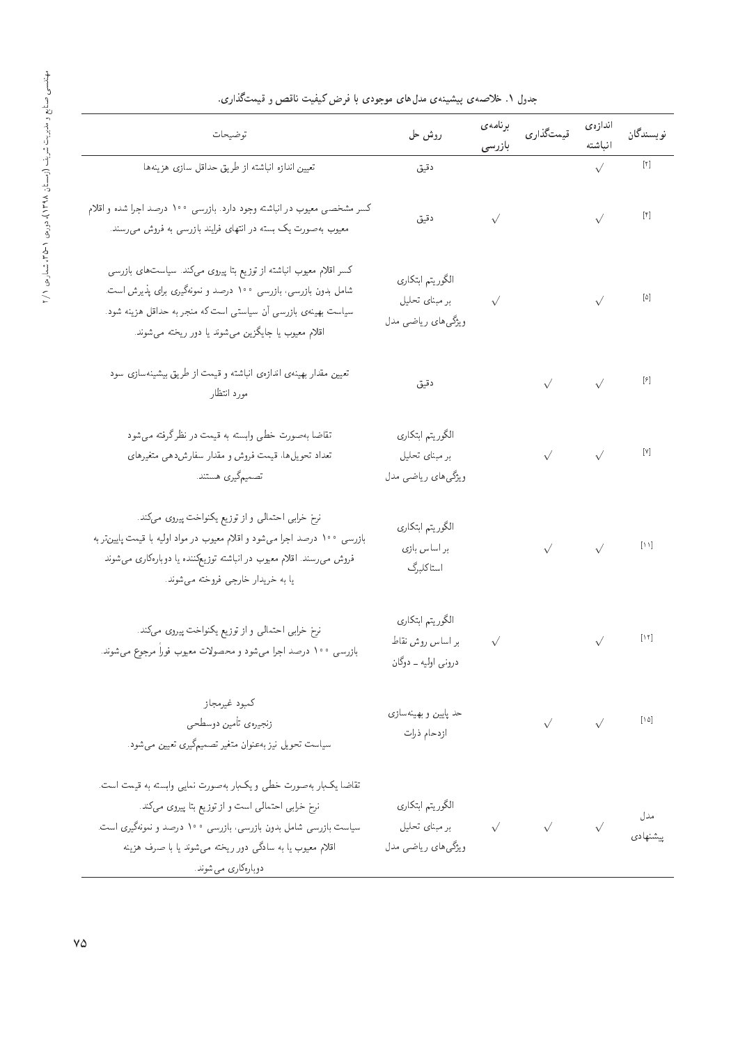جدول ۱. خلاصه‌ی پیشینه‌ی مدل‌های موجودی با فرض کیفیت ناقص و قیمت‌گذاری.

| نویسندگان | اندازه‌ی انباشته | قیمت‌گذاری | برنامه‌ی بازرسی | روش حل | توضیحات |
|---|---|---|---|---|---|
| [2] | ✓ | | | دقیق | تعیین اندازه انباشته از طریق حداقل سازی هزینه‌ها |
| [4] | ✓ | | ✓ | دقیق | کسر مشخصی معیوب در انباشته وجود دارد. بازرسی ۱۰۰ درصد اجرا شده و اقلام معیوب به‌صورت یک بسته در انتهای فرایند بازرسی به فروش می‌رسند. |
| [5] | ✓ | | ✓ | الگوریتم ابتکاری بر مبنای تحلیل ویژگی‌های ریاضی مدل | کسر اقلام معیوب انباشته از توزیع بتا پیروی می‌کند. سیاست‌های بازرسی شامل بدون بازرسی، بازرسی ۱۰۰ درصد و نمونه‌گیری برای پذیرش است. سیاست بهینه‌ی بازرسی آن سیاستی است که منجر به حداقل هزینه شود. اقلام معیوب یا جایگزین می‌شوند یا دور ریخته می‌شوند. |
| [6] | ✓ | ✓ | | دقیق | تعیین مقدار بهینه‌ی اندازه‌ی انباشته و قیمت از طریق بیشینه‌سازی سود مورد انتظار |
| [7] | ✓ | ✓ | | الگوریتم ابتکاری بر مبنای تحلیل ویژگی‌های ریاضی مدل | تقاضا به‌صورت خطی وابسته به قیمت در نظر گرفته می‌شود تعداد تحویل‌ها، قیمت فروش و مقدار سفارش‌دهی متغیرهای تصمیم‌گیری هستند. |
| [11] | ✓ | ✓ | | الگوریتم ابتکاری بر اساس بازی استاکلبرگ | نرخ خرابی احتمالی و از توزیع یکنواخت پیروی می‌کند. بازرسی ۱۰۰ درصد اجرا می‌شود و اقلام معیوب در مواد اولیه با قیمت پایین‌تر به فروش می‌رسند. اقلام معیوب در انباشته توزیع‌کننده یا دوباره‌کاری می‌شوند یا به خریدار خارجی فروخته می‌شوند. |
| [12] | ✓ | | ✓ | الگوریتم ابتکاری بر اساس روش نقاط درونی اولیه ـ دوگان | نرخ خرابی احتمالی و از توزیع یکنواخت پیروی می‌کند. بازرسی ۱۰۰ درصد اجرا می‌شود و محصولات معیوب فوراً مرجوع می‌شوند. |
| [15] | ✓ | ✓ | | حد پایین و بهینه‌سازی ازدحام ذرات | کمبود غیرمجاز زنجیره‌ی تأمین دوسطحی سیاست تحویل نیز به‌عنوان متغیر تصمیم‌گیری تعیین می‌شود. |
| مدل پیشنهادی | ✓ | ✓ | ✓ | الگوریتم ابتکاری بر مبنای تحلیل ویژگی‌های ریاضی مدل | تقاضا یک‌بار به‌صورت خطی و یک‌بار به‌صورت نمایی وابسته به قیمت است. نرخ خرابی احتمالی است و از توزیع بتا پیروی می‌کند. سیاست بازرسی شامل بدون بازرسی، بازرسی ۱۰۰ درصد و نمونه‌گیری است. اقلام معیوب یا به سادگی دور ریخته می‌شوند یا با صرف هزینه دوباره‌کاری می‌شوند. |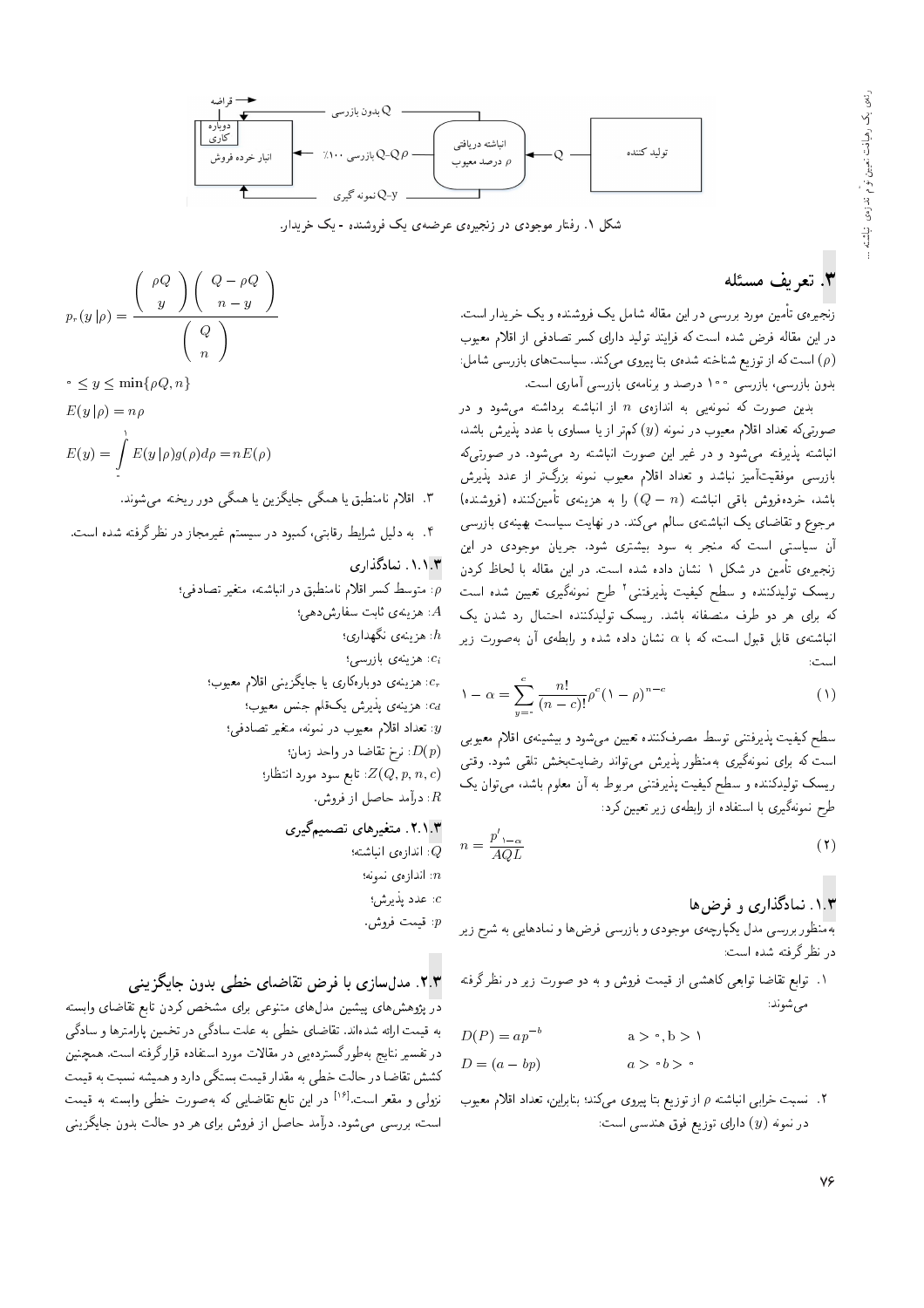شکل ۱. رفتار موجودی در زنجیره‌ی عرضه‌ی یک فروشنده - یک خریدار.

## ۳. تعریف مسئله

زنجیره‌ی تأمین مورد بررسی در این مقاله شامل یک فروشنده و یک خریدار است. در این مقاله فرض شده است که فرایند تولید دارای کسر تصادفی از اقلام معیوب ($\rho$) است که از توزیع شناخته شده‌ی بتا پیروی می‌کند. سیاست‌های بازرسی شامل: بدون بازرسی، بازرسی ۱۰۰ درصد و برنامه‌ی بازرسی آماری است.

بدین صورت که نمونه‌یی به اندازه‌ی $n$ از انباشته برداشته می‌شود و در صورتی‌که تعداد اقلام معیوب در نمونه ($y$) کم‌تر از یا مساوی با عدد پذیرش باشد، انباشته پذیرفته می‌شود و در غیر این صورت انباشته رد می‌شود. در صورتی‌که بازرسی موفقیت‌آمیز نباشد و تعداد اقلام معیوب نمونه بزرگ‌تر از عدد پذیرش باشد، خرده‌فروش باقی انباشته ($Q-n$) را به هزینه‌ی تأمین‌کننده (فروشنده) مرجوع و تقاضای یک انباشته‌ی سالم می‌کند. در نهایت سیاست بهینه‌ی بازرسی آن سیاستی است که منجر به سود بیشتری شود. جریان موجودی در این زنجیره‌ی تأمین در شکل ۱ نشان داده شده است. در این مقاله با لحاظ کردن ریسک تولیدکننده و سطح کیفیت پذیرفتنی[۲] طرح نمونه‌گیری تعیین شده است که برای هر دو طرف منصفانه باشد. ریسک تولیدکننده احتمال رد شدن یک انباشته‌ی قابل قبول است، که با $\alpha$ نشان داده شده و رابطه‌ی آن به‌صورت زیر است:

$$1-\alpha=\sum_{y=0}^{c}\frac{n!}{(n-c)!}\rho^{c}(1-\rho)^{n-c} \tag{1}$$

سطح کیفیت پذیرفتنی توسط مصرف‌کننده تعیین می‌شود و بیشینه‌ی اقلام معیوبی است که برای نمونه‌گیری به‌منظور پذیرش می‌تواند رضایت‌بخش تلقی شود. وقتی ریسک تولیدکننده و سطح کیفیت پذیرفتنی مربوط به آن معلوم باشد، می‌توان یک طرح نمونه‌گیری با استفاده از رابطه‌ی زیر تعیین کرد:

$$n=\frac{p'_{1-\alpha}}{AQL} \tag{2}$$

### ۱.۳. نمادگذاری و فرض‌ها

به‌منظور بررسی مدل یکپارچه‌ی موجودی و بازرسی فرض‌ها و نمادهایی به شرح زیر در نظر گرفته شده است:

۱. توابع تقاضا تابعی کاهشی از قیمت فروش و به دو صورت زیر در نظر گرفته می‌شوند:

$$D(P)=ap^{-b} \qquad a>0, b>1$$

$$D=(a-bp) \qquad a>0, b>0$$

۲. نسبت خرابی انباشته $\rho$ از توزیع بتا پیروی می‌کند؛ بنابراین، تعداد اقلام معیوب در نمونه ($y$) دارای توزیع فوق هندسی است:

$$p_r(y\,|\rho)=\frac{\binom{\rho Q}{y}\binom{Q-\rho Q}{n-y}}{\binom{Q}{n}}$$

$$0\leq y\leq \min\{\rho Q, n\}$$

$$E(y\,|\rho)=n\rho$$

$$E(y)=\int_0^1 E(y\,|\rho)g(\rho)d\rho=nE(\rho)$$

۳. اقلام نامنطبق یا همگی جایگزین یا همگی دور ریخته می‌شوند.

۴. به دلیل شرایط رقابتی، کمبود در سیستم غیرمجاز در نظر گرفته شده است.

#### ۱.۱.۳. نمادگذاری

$\rho$: متوسط کسر اقلام نامنطبق در انباشته، متغیر تصادفی؛
$A$: هزینه‌ی ثابت سفارش‌دهی؛
$h$: هزینه‌ی نگهداری؛
$c_i$: هزینه‌ی بازرسی؛
$c_r$: هزینه‌ی دوباره‌کاری یا جایگزینی اقلام معیوب؛
$c_d$: هزینه‌ی پذیرش یک‌قلم جنس معیوب؛
$y$: تعداد اقلام معیوب در نمونه، متغیر تصادفی؛
$D(p)$: نرخ تقاضا در واحد زمان؛
$Z(Q,p,n,c)$: تابع سود مورد انتظار؛
$R$: درآمد حاصل از فروش.

#### ۲.۱.۳. متغیرهای تصمیم‌گیری

$Q$: اندازه‌ی انباشته؛
$n$: اندازه‌ی نمونه؛
$c$: عدد پذیرش؛
$p$: قیمت فروش.

### ۲.۳. مدل‌سازی با فرض تقاضای خطی بدون جایگزینی

در پژوهش‌های پیشین مدل‌های متنوعی برای مشخص کردن تابع تقاضای وابسته به قیمت ارائه شده‌اند. تقاضای خطی به علت سادگی در تخمین پارامترها و سادگی در تفسیر نتایج به‌طور گسترده‌یی در مقالات مورد استفاده قرار گرفته است. همچنین کشش تقاضا در حالت خطی به مقدار قیمت بستگی دارد و همیشه نسبت به قیمت نزولی و مقعر است.[۱۶] در این تابع تقاضایی که به‌صورت خطی وابسته به قیمت است، بررسی می‌شود. درآمد حاصل از فروش برای هر دو حالت بدون جایگزینی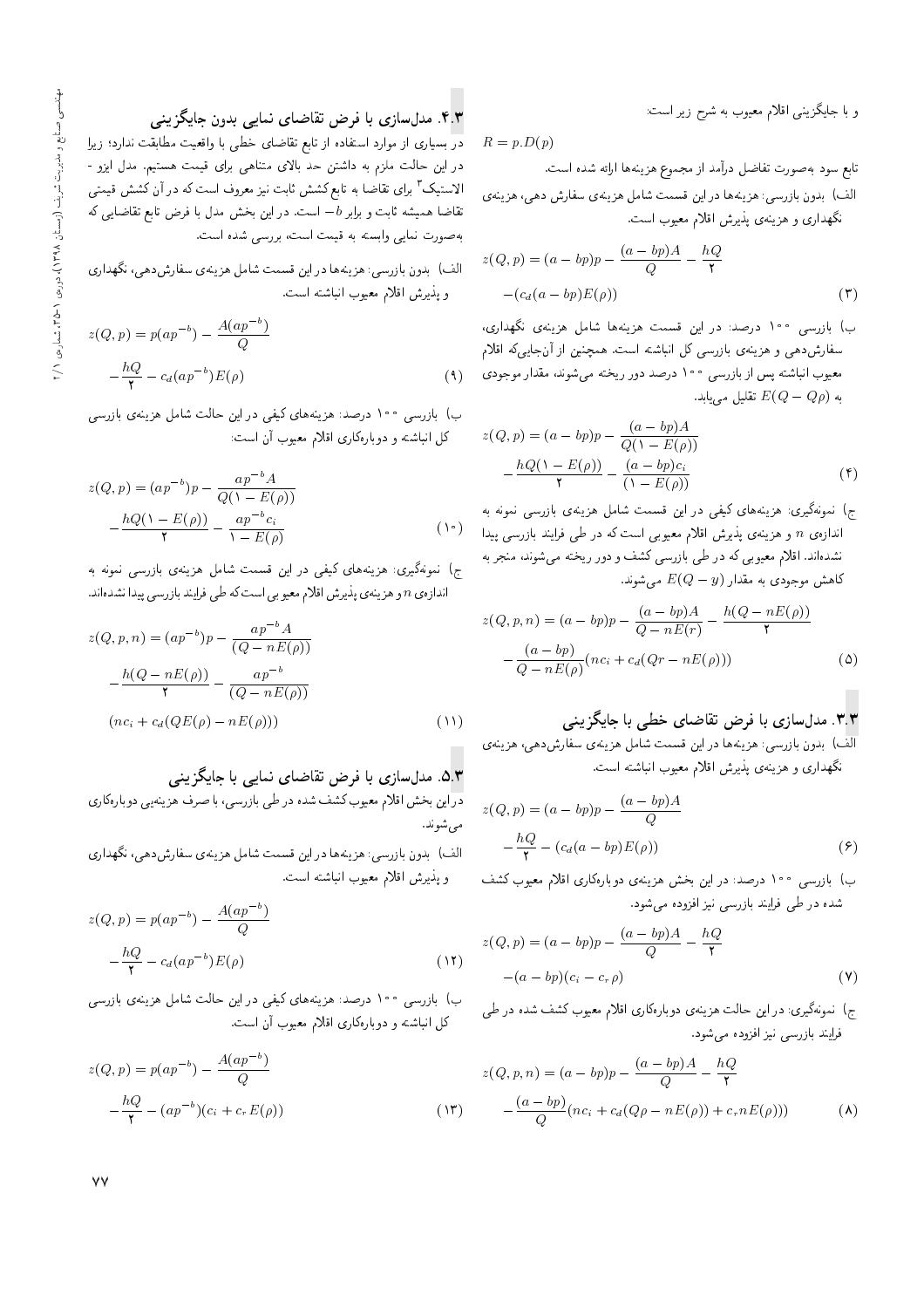و با جایگزینی اقلام معیوب به شرح زیر است:

$$R = p.D(p)$$

تابع سود به‌صورت تفاضل درآمد از مجموع هزینه‌ها ارائه شده است.

الف) بدون بازرسی: هزینه‌ها در این قسمت شامل هزینه‌ی سفارش دهی، هزینه‌ی نگهداری و هزینه‌ی پذیرش اقلام معیوب است.

$$z(Q,p) = (a-bp)p - \frac{(a-bp)A}{Q} - \frac{hQ}{2} - (c_d(a-bp)E(\rho)) \quad (3)$$

ب) بازرسی ۱۰۰ درصد: در این قسمت هزینه‌ها شامل هزینه‌ی نگهداری، سفارش‌دهی و هزینه‌ی بازرسی کل انباشته است. همچنین از آن‌جایی‌که اقلام معیوب انباشته پس از بازرسی ۱۰۰ درصد دور ریخته می‌شوند، مقدار موجودی به $E(Q - Q\rho)$ تقلیل می‌یابد.

$$z(Q,p) = (a-bp)p - \frac{(a-bp)A}{Q(1-E(\rho))} - \frac{hQ(1-E(\rho))}{2} - \frac{(a-bp)c_i}{(1-E(\rho))} \quad (4)$$

ج) نمونه‌گیری: هزینه‌های کیفی در این قسمت شامل هزینه‌ی بازرسی نمونه به اندازه‌ی $n$ و هزینه‌ی پذیرش اقلام معیوبی است که در طی فرایند بازرسی پیدا نشده‌اند. اقلام معیوبی که در طی بازرسی کشف و دور ریخته می‌شوند، منجر به کاهش موجودی به مقدار $E(Q - y)$ می‌شوند.

$$z(Q,p,n) = (a-bp)p - \frac{(a-bp)A}{Q-nE(r)} - \frac{h(Q-nE(\rho))}{2} - \frac{(a-bp)}{Q-nE(\rho)}(nc_i + c_d(Qr - nE(\rho))) \quad (5)$$

## ۳.۳. مدل‌سازی با فرض تقاضای خطی با جایگزینی

الف) بدون بازرسی: هزینه‌ها در این قسمت شامل هزینه‌ی سفارش‌دهی، هزینه‌ی نگهداری و هزینه‌ی پذیرش اقلام معیوب انباشته است.

$$z(Q,p) = (a-bp)p - \frac{(a-bp)A}{Q} - \frac{hQ}{2} - (c_d(a-bp)E(\rho)) \quad (6)$$

ب) بازرسی ۱۰۰ درصد: در این بخش هزینه‌ی دوباره‌کاری اقلام معیوب کشف شده در طی فرایند بازرسی نیز افزوده می‌شود.

$$z(Q,p) = (a-bp)p - \frac{(a-bp)A}{Q} - \frac{hQ}{2} - (a-bp)(c_i - c_r\rho) \quad (7)$$

ج) نمونه‌گیری: در این حالت هزینه‌ی دوباره‌کاری اقلام معیوب کشف شده در طی فرایند بازرسی نیز افزوده می‌شود.

$$z(Q,p,n) = (a-bp)p - \frac{(a-bp)A}{Q} - \frac{hQ}{2} - \frac{(a-bp)}{Q}(nc_i + c_d(Q\rho - nE(\rho)) + c_r nE(\rho))) \quad (8)$$

## ۴.۳. مدل‌سازی با فرض تقاضای نمایی بدون جایگزینی

در بسیاری از موارد استفاده از تابع تقاضای خطی با واقعیت مطابقت ندارد؛ زیرا در این حالت ملزم به داشتن حد بالای متناهی برای قیمت هستیم. مدل ایزو - الاستیک[3] برای تقاضا به تابع کشش ثابت نیز معروف است که در آن کشش قیمتی تقاضا همیشه ثابت و برابر $b-$ است. در این بخش مدل با فرض تابع تقاضایی که به‌صورت نمایی وابسته به قیمت است، بررسی شده است.

الف) بدون بازرسی: هزینه‌ها در این قسمت شامل هزینه‌ی سفارش‌دهی، نگهداری و پذیرش اقلام معیوب انباشته است.

$$z(Q,p) = p(ap^{-b}) - \frac{A(ap^{-b})}{Q} - \frac{hQ}{2} - c_d(ap^{-b})E(\rho) \quad (9)$$

ب) بازرسی ۱۰۰ درصد: هزینه‌های کیفی در این حالت شامل هزینه‌ی بازرسی کل انباشته و دوباره‌کاری اقلام معیوب آن است:

$$z(Q,p) = (ap^{-b})p - \frac{ap^{-b}A}{Q(1-E(\rho))} - \frac{hQ(1-E(\rho))}{2} - \frac{ap^{-b}c_i}{1-E(\rho)} \quad (10)$$

ج) نمونه‌گیری: هزینه‌های کیفی در این قسمت شامل هزینه‌ی بازرسی نمونه به اندازه‌ی $n$ و هزینه‌ی پذیرش اقلام معیوبی است که طی فرایند بازرسی پیدا نشده‌اند.

$$z(Q,p,n) = (ap^{-b})p - \frac{ap^{-b}A}{(Q-nE(\rho))} - \frac{h(Q-nE(\rho))}{2} - \frac{ap^{-b}}{(Q-nE(\rho))}(nc_i + c_d(QE(\rho) - nE(\rho))) \quad (11)$$

## ۵.۳. مدل‌سازی با فرض تقاضای نمایی با جایگزینی

در این بخش اقلام معیوب کشف شده در طی بازرسی، با صرف هزینه‌یی دوباره‌کاری می‌شوند.

الف) بدون بازرسی: هزینه‌ها در این قسمت شامل هزینه‌ی سفارش‌دهی، نگهداری و پذیرش اقلام معیوب انباشته است.

$$z(Q,p) = p(ap^{-b}) - \frac{A(ap^{-b})}{Q} - \frac{hQ}{2} - c_d(ap^{-b})E(\rho) \quad (12)$$

ب) بازرسی ۱۰۰ درصد: هزینه‌های کیفی در این حالت شامل هزینه‌ی بازرسی کل انباشته و دوباره‌کاری اقلام معیوب آن است.

$$z(Q,p) = p(ap^{-b}) - \frac{A(ap^{-b})}{Q} - \frac{hQ}{2} - (ap^{-b})(c_i + c_r E(\rho)) \quad (13)$$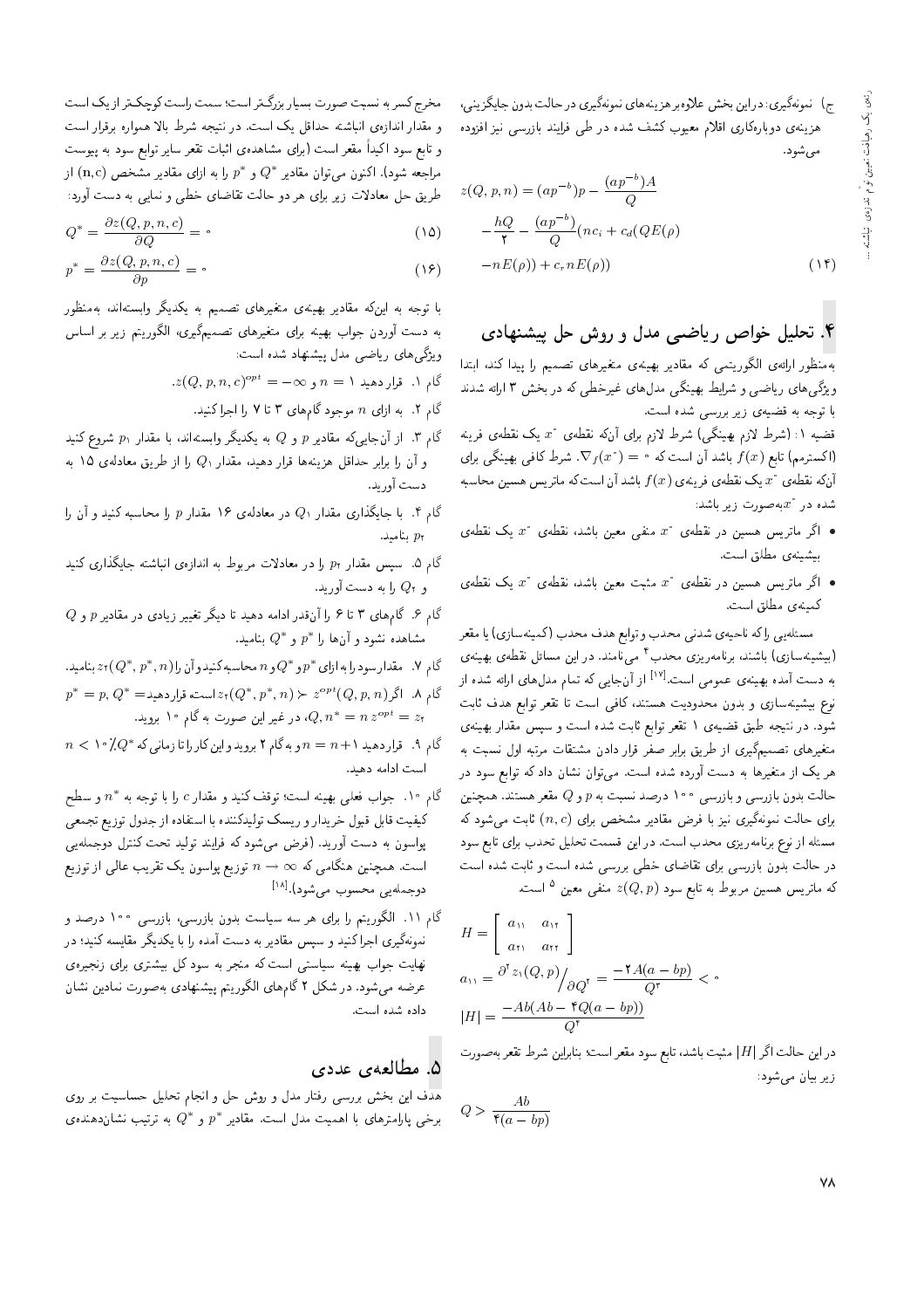ج) نمونه‌گیری: در این بخش علاوه بر هزینه‌های نمونه‌گیری در حالت بدون جایگزینی، هزینه‌ی دوباره‌کاری اقلام معیوب کشف شده در طی فرایند بازرسی نیز افزوده می‌شود.

$$z(Q,p,n) = (ap^{-b})p - \frac{(ap^{-b})A}{Q} - \frac{hQ}{2} - \frac{(ap^{-b})}{Q}(nc_i + c_d(QE(\rho) - nE(\rho)) + c_r nE(\rho)) \quad (14)$$

## ۴. تحلیل خواص ریاضی مدل و روش حل پیشنهادی

به‌منظور ارائه‌ی الگوریتمی که مقادیر بهینه‌ی متغیرهای تصمیم را پیدا کند، ابتدا ویژگی‌های ریاضی و شرایط بهینگی مدل‌های غیرخطی که در بخش ۳ ارائه شدند با توجه به قضیه‌ی زیر بررسی شده است.

قضیه ۱: (شرط لازم بهینگی) شرط لازم برای آن‌که نقطه‌ی $x^*$ یک نقطه‌ی فرینه (اکسترمم) تابع $f(x)$ باشد آن است که $\nabla_f(x^*) = 0$. شرط کافی بهینگی برای آن‌که نقطه‌ی $x^*$ یک نقطه‌ی فرینه‌ی $f(x)$ باشد آن است که ماتریس هسین محاسبه شده در $x^*$ به‌صورت زیر باشد:

- اگر ماتریس هسین در نقطه‌ی $x^*$ منفی معین باشد، نقطه‌ی $x^*$ یک نقطه‌ی بیشینه‌ی مطلق است.
- اگر ماتریس هسین در نقطه‌ی $x^*$ مثبت معین باشد، نقطه‌ی $x^*$ یک نقطه‌ی کمینه‌ی مطلق است.

مسئله‌یی را که ناحیه‌ی شدنی محدب و توابع هدف محدب (کمینه‌سازی) یا مقعر (بیشینه‌سازی) باشند، برنامه‌ریزی محدب[۴] می‌نامند. در این مسائل نقطه‌ی بهینه‌ی به دست آمده بهینه‌ی عمومی است.[۱۷] از آن‌جایی که تمام مدل‌های ارائه شده از نوع بیشینه‌سازی و بدون محدودیت هستند، کافی است تا تقعر توابع هدف ثابت شود. در نتیجه طبق قضیه‌ی ۱ تقعر توابع ثابت شده است و سپس مقدار بهینه‌ی متغیرهای تصمیم‌گیری از طریق برابر صفر قرار دادن مشتقات مرتبه اول نسبت به هر یک از متغیرها به دست آورده شده است. می‌توان نشان داد که توابع سود در حالت بدون بازرسی و بازرسی ۱۰۰ درصد نسبت به $p$ و $Q$ مقعر هستند. همچنین برای حالت نمونه‌گیری نیز با فرض مقادیر مشخص برای $(n,c)$ ثابت می‌شود که مسئله از نوع برنامه‌ریزی محدب است. در این قسمت تحلیل تحدب برای تابع سود در حالت بدون بازرسی برای تقاضای خطی بررسی شده است و ثابت شده است که ماتریس هسین مربوط به تابع سود $z(Q,p)$ منفی معین[۵] است.

$$H = \begin{bmatrix} a_{11} & a_{12} \\ a_{21} & a_{22} \end{bmatrix}$$

$$a_{11} = \partial^2 z_1(Q,p) \Big/ \partial Q^2 = \frac{-2A(a-bp)}{Q^3} < 0$$

$$|H| = \frac{-Ab(Ab - 4Q(a-bp))}{Q^4}$$

در این حالت اگر $|H|$ مثبت باشد، تابع سود مقعر است؛ بنابراین شرط تقعر به‌صورت زیر بیان می‌شود:

$$Q > \frac{Ab}{4(a-bp)}$$

مخرج کسر به نسبت صورت بسیار بزرگ‌تر است؛ سمت راست کوچک‌تر از یک است و مقدار اندازه‌ی انباشته حداقل یک است. در نتیجه شرط بالا همواره برقرار است و تابع سود اکیداً مقعر است (برای مشاهده‌ی اثبات تقعر سایر توابع سود به پیوست مراجعه شود). اکنون می‌توان مقادیر $Q^*$ و $p^*$ را به ازای مقادیر مشخص $(n,c)$ از طریق حل معادلات زیر برای هر دو حالت تقاضای خطی و نمایی به دست آورد:

$$Q^* = \frac{\partial z(Q,p,n,c)}{\partial Q} = 0 \quad (15)$$

$$p^* = \frac{\partial z(Q,p,n,c)}{\partial p} = 0 \quad (16)$$

با توجه به این‌که مقادیر بهینه‌ی متغیرهای تصمیم به یکدیگر وابسته‌اند، به‌منظور به دست آوردن جواب بهینه برای متغیرهای تصمیم‌گیری، الگوریتم زیر بر اساس ویژگی‌های ریاضی مدل پیشنهاد شده است:

گام ۱. قرار دهید $n = 1$ و $z(Q,p,n,c)^{opt} = -\infty$.

گام ۲. به ازای $n$ موجود گام‌های ۳ تا ۷ را اجرا کنید.

گام ۳. از آن‌جایی‌که مقادیر $p$ و $Q$ به یکدیگر وابسته‌اند، با مقدار $p_1$ شروع کنید و آن را برابر حداقل هزینه‌ها قرار دهید، مقدار $Q_1$ را از طریق معادله‌ی ۱۵ به دست آورید.

گام ۴. با جایگذاری مقدار $Q_1$ در معادله‌ی ۱۶ مقدار $p$ را محاسبه کنید و آن را $p_2$ بنامید.

گام ۵. سپس مقدار $p_2$ را در معادلات مربوط به اندازه‌ی انباشته جایگذاری کنید و $Q_2$ را به دست آورید.

گام ۶. گام‌های ۳ تا ۶ را آن‌قدر ادامه دهید تا دیگر تغییر زیادی در مقادیر $p$ و $Q$ مشاهده نشود و آن‌ها را $p^*$ و $Q^*$ بنامید.

گام ۷. مقدار سود را به ازای $p^*$ و $Q^*$ و $n$ محاسبه کنید و آن را $z_2(Q^*,p^*,n)$ بنامید.

گام ۸. اگر $z_2(Q^*,p^*,n) \succ z^{opt}(Q,p,n)$ است قرار دهید $p^* = p, Q^* = Q, n^* = n\ z^{opt} = z_2$، در غیر این صورت به گام ۱۰ بروید.

گام ۹. قرار دهید $n = n+1$ و به گام ۲ بروید و این کار را تا زمانی که $n < 10\% Q^*$ است ادامه دهید.

گام ۱۰. جواب فعلی بهینه است؛ توقف کنید و مقدار $c$ را با توجه به $n^*$ و سطح کیفیت قابل قبول خریدار و ریسک تولیدکننده با استفاده از جدول توزیع تجمعی پواسون به دست آورید. (فرض می‌شود که فرایند تولید تحت کنترل دوجمله‌یی است. همچنین هنگامی که $n \to \infty$ توزیع پواسون یک تقریب عالی از توزیع دوجمله‌یی محسوب می‌شود).[۱۸]

گام ۱۱. الگوریتم را برای هر سه سیاست بدون بازرسی، بازرسی ۱۰۰ درصد و نمونه‌گیری اجرا کنید و سپس مقادیر به دست آمده را با یکدیگر مقایسه کنید؛ در نهایت جواب بهینه سیاستی است که منجر به سود کل بیشتری برای زنجیره‌ی عرضه می‌شود. در شکل ۲ گام‌های الگوریتم پیشنهادی به‌صورت نمادین نشان داده شده است.

## ۵. مطالعه‌ی عددی

هدف این بخش بررسی رفتار مدل و روش حل و انجام تحلیل حساسیت بر روی برخی پارامترهای با اهمیت مدل است. مقادیر $p^*$ و $Q^*$ به ترتیب نشان‌دهنده‌ی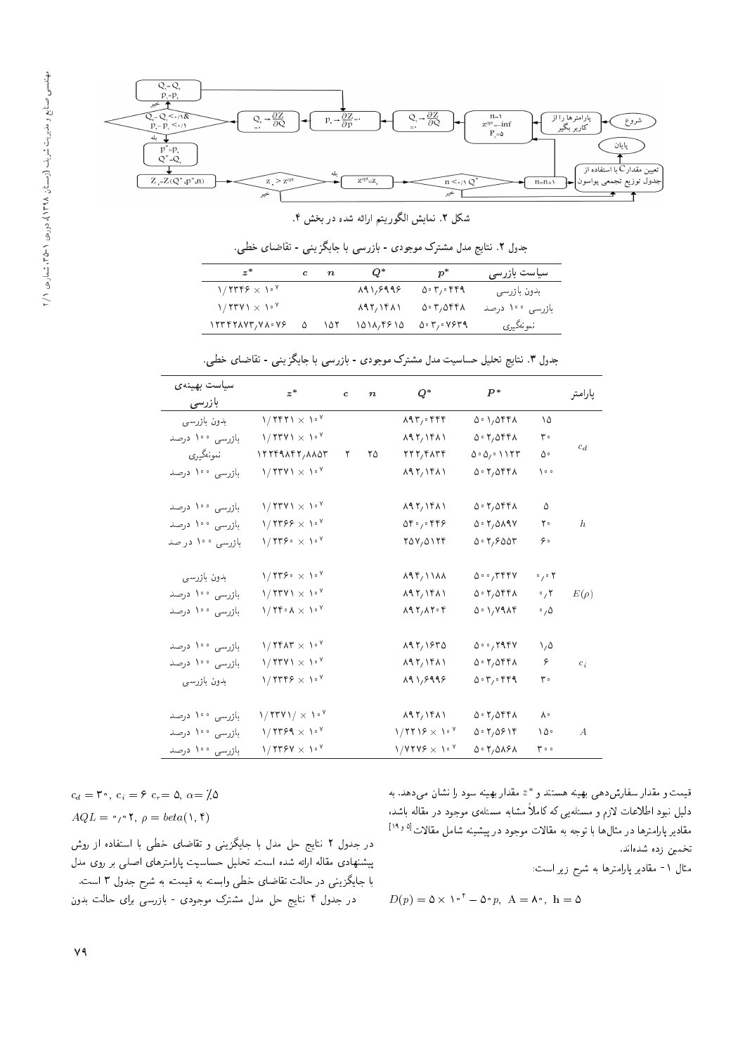شکل ۲. نمایش الگوریتم ارائه شده در بخش ۴.

جدول ۲. نتایج مدل مشترک موجودی - بازرسی با جایگزینی - تقاضای خطی.

| سیاست بازرسی | $p^*$ | $Q^*$ | $n$ | $c$ | $z^*$ |
|---|---|---|---|---|---|
| بدون بازرسی | ۵۰۳/۰۴۴۹ | ۸۹۱/۶۹۹۶ | | | $1/2346 \times 10^7$ |
| بازرسی ۱۰۰ درصد | ۵۰۳/۵۴۴۸ | ۸۹۲/۱۴۸۱ | | | $1/2371 \times 10^7$ |
| نمونه‌گیری | ۵۰۳/۰۷۶۳۹ | ۱۵۱۸/۴۶۱۵ | ۱۵۲ | ۵ | ۱۲۳۴۲۸۷۳/۷۸۰۷۶ |

جدول ۳. نتایج تحلیل حساسیت مدل مشترک موجودی - بازرسی با جایگزینی - تقاضای خطی.

| پارامتر | | $P^*$ | $Q^*$ | $n$ | $c$ | $z^*$ | سیاست بهینه‌ی بازرسی |
|---|---|---|---|---|---|---|---|
| $c_d$ | ۱۵ | ۵۰۱/۵۴۴۸ | ۸۹۳/۰۴۴۴ | | | $1/2421 \times 10^7$ | بدون بازرسی |
| | ۳۰ | ۵۰۲/۵۴۴۸ | ۸۹۲/۱۴۸۱ | | | $1/2371 \times 10^7$ | بازرسی ۱۰۰ درصد |
| | ۵۰ | ۵۰۵/۰۱۱۲۳ | ۲۲۲/۴۸۳۴ | ۲۵ | ۲ | ۱۲۲۴۹۸۴۲/۸۸۵۳ | نمونه‌گیری |
| | ۱۰۰ | ۵۰۲/۵۴۴۸ | ۸۹۲/۱۴۸۱ | | | $1/2371 \times 10^7$ | بازرسی ۱۰۰ درصد |
| $h$ | ۵ | ۵۰۲/۵۴۴۸ | ۸۹۲/۱۴۸۱ | | | $1/2371 \times 10^7$ | بازرسی ۱۰۰ درصد |
| | ۲۰ | ۵۰۲/۵۸۹۷ | ۵۴۰/۰۴۴۶ | | | $1/2366 \times 10^7$ | بازرسی ۱۰۰ درصد |
| | ۶۰ | ۵۰۲/۶۵۵۳ | ۲۵۷/۵۱۲۴ | | | $1/2360 \times 10^7$ | بازرسی ۱۰۰ درصد |
| $E(\rho)$ | ۰/۰۲ | ۵۰۰/۳۴۴۷ | ۸۹۴/۱۱۸۸ | | | $1/2360 \times 10^7$ | بدون بازرسی |
| | ۰/۲ | ۵۰۲/۵۴۴۸ | ۸۹۲/۱۴۸۱ | | | $1/2371 \times 10^7$ | بازرسی ۱۰۰ درصد |
| | ۰/۵ | ۵۰۱/۷۹۸۴ | ۸۹۲/۸۲۰۴ | | | $1/2408 \times 10^7$ | بازرسی ۱۰۰ درصد |
| $c_i$ | ۱/۵ | ۵۰۰/۲۹۴۷ | ۸۹۲/۱۶۳۵ | | | $1/2483 \times 10^7$ | بازرسی ۱۰۰ درصد |
| | ۶ | ۵۰۲/۵۴۴۸ | ۸۹۲/۱۴۸۱ | | | $1/2371 \times 10^7$ | بازرسی ۱۰۰ درصد |
| | ۳۰ | ۵۰۳/۰۴۴۹ | ۸۹۱/۶۹۹۶ | | | $1/2346 \times 10^7$ | بدون بازرسی |
| $A$ | ۸۰ | ۵۰۲/۵۴۴۸ | ۸۹۲/۱۴۸۱ | | | $1/2371/ \times 10^7$ | بازرسی ۱۰۰ درصد |
| | ۱۵۰ | ۵۰۲/۵۶۱۴ | $1/2216 \times 10^7$ | | | $1/2369 \times 10^7$ | بازرسی ۱۰۰ درصد |
| | ۳۰۰ | ۵۰۲/۵۸۶۸ | $1/7276 \times 10^7$ | | | $1/2367 \times 10^7$ | بازرسی ۱۰۰ درصد |

قیمت و مقدار سفارش‌دهی بهینه هستند و $z^*$ مقدار بهینه سود را نشان می‌دهد. به دلیل نبود اطلاعات لازم و مسئله‌یی که کاملاً مشابه مسئله‌ی موجود در مقاله باشد، مقادیر پارامترها در مثال‌ها با توجه به مقالات موجود در پیشینه شامل مقالات[۵ و ۱۹] تخمین زده شده‌اند.

مثال ۱- مقادیر پارامترها به شرح زیر است:

$$D(p) = 5 \times 10^4 - 50p, \ A = 80, \ h = 5$$

$$c_d = 30, \ c_i = 6 \ c_r = 5, \ \alpha = \%5$$

$$AQL = 0/02, \ \rho = beta(1, 4)$$

در جدول ۲ نتایج حل مدل با جایگزینی و تقاضای خطی با استفاده از روش پیشنهادی مقاله ارائه شده است. تحلیل حساسیت پارامترهای اصلی بر روی مدل با جایگزینی در حالت تقاضای خطی وابسته به قیمت به شرح جدول ۳ است.

در جدول ۴ نتایج حل مدل مشترک موجودی - بازرسی برای حالت بدون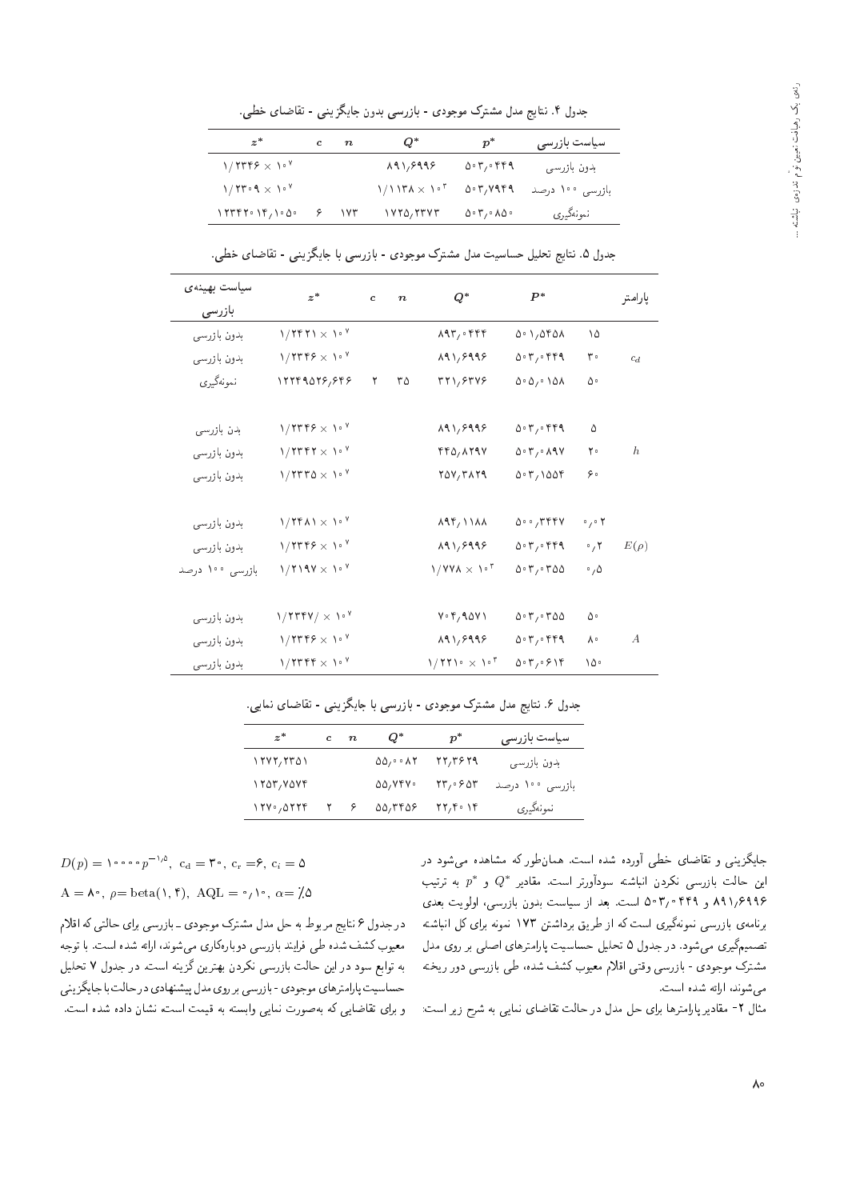جدول ۴. نتایج مدل مشترک موجودی ـ بازرسی بدون جایگزینی ـ تقاضای خطی.

| سیاست بازرسی | $p^*$ | $Q^*$ | $n$ | $c$ | $z^*$ |
|---|---|---|---|---|---|
| بدون بازرسی | ۵۰۳٫۰۴۴۹ | ۸۹۱٫۶۹۹۶ | | | $1/2346 \times 10^7$ |
| بازرسی ۱۰۰ درصد | ۵۰۳٫۷۹۴۹ | $1/1138 \times 10^3$ | | | $1/2309 \times 10^7$ |
| نمونه‌گیری | ۵۰۳٫۰۸۵۰ | ۱۷۲۵٫۲۳۷۳ | ۱۷۳ | ۶ | ۱۲۳۴۲۰۱۴٫۱۰۵۰ |

جدول ۵. نتایج تحلیل حساسیت مدل مشترک موجودی ـ بازرسی با جایگزینی ـ تقاضای خطی.

| پارامتر | | $P^*$ | $Q^*$ | $n$ | $c$ | $z^*$ | سیاست بهینه‌ی بازرسی |
|---|---|---|---|---|---|---|---|
| $c_d$ | ۱۵ | ۵۰۱٫۵۴۵۸ | ۸۹۳٫۰۴۴۴ | | | $1/2421 \times 10^7$ | بدون بازرسی |
| | ۳۰ | ۵۰۳٫۰۴۴۹ | ۸۹۱٫۶۹۹۶ | | | $1/2346 \times 10^7$ | بدون بازرسی |
| | ۵۰ | ۵۰۵٫۰۱۵۸ | ۳۲۱٫۶۳۷۶ | ۳۵ | ۲ | ۱۲۲۴۹۵۲۶٫۶۴۶ | نمونه‌گیری |
| $h$ | ۵ | ۵۰۳٫۰۴۴۹ | ۸۹۱٫۶۹۹۶ | | | $1/2346 \times 10^7$ | بدن بازرسی |
| | ۲۰ | ۵۰۳٫۰۸۹۷ | ۴۴۵٫۸۲۹۷ | | | $1/2342 \times 10^7$ | بدون بازرسی |
| | ۶۰ | ۵۰۳٫۱۵۵۴ | ۲۵۷٫۳۸۲۹ | | | $1/2335 \times 10^7$ | بدون بازرسی |
| $E(\rho)$ | ۰٫۰۲ | ۵۰۰٫۳۴۴۷ | ۸۹۴٫۱۱۸۸ | | | $1/2481 \times 10^7$ | بدون بازرسی |
| | ۰٫۲ | ۵۰۳٫۰۴۴۹ | ۸۹۱٫۶۹۹۶ | | | $1/2346 \times 10^7$ | بدون بازرسی |
| | ۰٫۵ | ۵۰۳٫۰۳۵۵ | $1/778 \times 10^3$ | | | $1/2197 \times 10^7$ | بازرسی ۱۰۰ درصد |
| $A$ | ۵۰ | ۵۰۳٫۰۳۵۵ | ۷۰۴٫۹۵۷۱ | | | $1/2347/ \times 10^7$ | بدون بازرسی |
| | ۸۰ | ۵۰۳٫۰۴۴۹ | ۸۹۱٫۶۹۹۶ | | | $1/2346 \times 10^7$ | بدون بازرسی |
| | ۱۵۰ | ۵۰۳٫۰۶۱۴ | $1/2210 \times 10^3$ | | | $1/2344 \times 10^7$ | بدون بازرسی |

جدول ۶. نتایج مدل مشترک موجودی ـ بازرسی با جایگزینی ـ تقاضای نمایی.

| سیاست بازرسی | $p^*$ | $Q^*$ | $n$ | $c$ | $z^*$ |
|---|---|---|---|---|---|
| بدون بازرسی | ۲۲٫۳۶۲۹ | ۵۵٫۰۰۸۲ | | | ۱۲۷۲٫۲۳۵۱ |
| بازرسی ۱۰۰ درصد | ۲۳٫۰۶۵۳ | ۵۵٫۷۴۷۰ | | | ۱۲۵۳٫۷۵۷۴ |
| نمونه‌گیری | ۲۲٫۴۰۱۴ | ۵۵٫۳۴۵۶ | ۶ | ۲ | ۱۲۷۰٫۵۲۲۴ |

جایگزینی و تقاضای خطی آورده شده است. همان‌طور که مشاهده می‌شود در این حالت بازرسی نکردن انباشته سودآورتر است. مقادیر $Q^*$ و $p^*$ به ترتیب ۸۹۱٫۶۹۹۶ و ۵۰۳٫۰۴۴۹ است. بعد از سیاست بدون بازرسی، اولویت بعدی برنامه‌ی بازرسی نمونه‌گیری است که از طریق برداشتن ۱۷۳ نمونه برای کل انباشته تصمیم‌گیری می‌شود. در جدول ۵ تحلیل حساسیت پارامترهای اصلی بر روی مدل مشترک موجودی ـ بازرسی وقتی اقلام معیوب کشف شده، طی بازرسی دور ریخته می‌شوند، ارائه شده است.

مثال ۲- مقادیر پارامترها برای حل مدل در حالت تقاضای نمایی به شرح زیر است:

$D(p) = 10000p^{-1/5},\ c_d = 30,\ c_r = 6,\ c_i = 5$

$A = 80,\ \rho = beta(1, 4),\ AQL = 0/10,\ \alpha = \%5$

در جدول ۶ نتایج مربوط به حل مدل مشترک موجودی ـ بازرسی برای حالتی که اقلام معیوب کشف شده طی فرایند بازرسی دوباره‌کاری می‌شوند، ارائه شده است. با توجه به توابع سود در این حالت بازرسی نکردن بهترین گزینه است. در جدول ۷ تحلیل حساسیت پارامترهای موجودی ـ بازرسی بر روی مدل پیشنهادی در حالت با جایگزینی و برای تقاضایی که به‌صورت نمایی وابسته به قیمت است نشان داده شده است.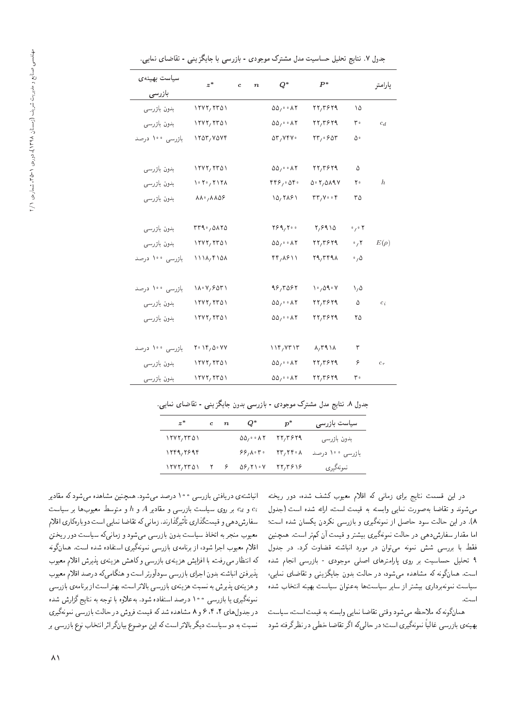جدول ۷. نتایج تحلیل حساسیت مدل مشترک موجودی - بازرسی با جایگزینی - تقاضای نمایی.

| پارامتر | | $P^*$ | $Q^*$ | $n$ | $c$ | $z^*$ | سیاست بهینه‌ی بازرسی |
|---|---|---|---|---|---|---|---|
| $c_d$ | ۱۵ | ۲۲٫۳۶۲۹ | ۵۵٫۰۰۸۲ | | | ۱۲۷۲٫۲۳۵۱ | بدون بازرسی |
| | ۳۰ | ۲۲٫۳۶۲۹ | ۵۵٫۰۰۸۲ | | | ۱۲۷۲٫۲۳۵۱ | بدون بازرسی |
| | ۵۰ | ۲۳٫۰۶۵۳ | ۵۳٫۷۴۷۰ | | | ۱۲۵۳٫۷۵۷۴ | بازرسی ۱۰۰ درصد |
| $h$ | ۵ | ۲۲٫۳۶۲۹ | ۵۵٫۰۰۸۲ | | | ۱۲۷۲٫۲۳۵۱ | بدون بازرسی |
| | ۲۰ | ۵۰۲٫۵۸۹۷ | ۴۴۶٫۰۵۴۰ | | | ۱۰۲۰٫۲۱۲۸ | بدون بازرسی |
| | ۳۵ | ۳۳٫۷۰۰۴ | ۱۵٫۲۸۶۱ | | | ۸۸۰٫۸۸۵۶ | بدون بازرسی |
| $E(\rho)$ | ۰٫۰۲ | ۲٫۶۹۱۵ | ۲۶۹٫۲۰۰ | | | ۳۳۹۰٫۵۸۲۵ | بدون بازرسی |
| | ۰٫۲ | ۲۲٫۳۶۲۹ | ۵۵٫۰۰۸۲ | | | ۱۲۷۲٫۲۳۵۱ | بدون بازرسی |
| | ۰٫۵ | ۲۹٫۳۴۹۸ | ۴۴٫۸۶۱۱ | | | ۱۱۱۸٫۴۱۵۸ | بازرسی ۱۰۰ درصد |
| $c_i$ | ۱٫۵ | ۱۰٫۵۹۰۷ | ۹۶٫۳۵۶۲ | | | ۱۸۰۷٫۶۵۳۱ | بازرسی ۱۰۰ درصد |
| | ۵ | ۲۲٫۳۶۲۹ | ۵۵٫۰۰۸۲ | | | ۱۲۷۲٫۲۳۵۱ | بدون بازرسی |
| | ۲۵ | ۲۲٫۳۶۲۹ | ۵۵٫۰۰۸۲ | | | ۱۲۷۲٫۲۳۵۱ | بدون بازرسی |
| $c_r$ | ۳ | ۸٫۳۹۱۸ | ۱۱۴٫۷۳۱۳ | | | ۲۰۱۴٫۵۰۷۷ | بازرسی ۱۰۰ درصد |
| | ۶ | ۲۲٫۳۶۲۹ | ۵۵٫۰۰۸۲ | | | ۱۲۷۲٫۲۳۵۱ | بدون بازرسی |
| | ۳۰ | ۲۲٫۳۶۲۹ | ۵۵٫۰۰۸۲ | | | ۱۲۷۲٫۲۳۵۱ | بدون بازرسی |

جدول ۸. نتایج مدل مشترک موجودی - بازرسی بدون جایگزینی - تقاضای نمایی.

| سیاست بازرسی | $p^*$ | $Q^*$ | $n$ | $c$ | $z^*$ |
|---|---|---|---|---|---|
| بدون بازرسی | ۲۲٫۳۶۲۹ | ۵۵٫۰۰۸۲ | | | ۱۲۷۲٫۲۳۵۱ |
| بازرسی ۱۰۰ درصد | ۲۳٫۲۴۰۸ | ۶۶٫۸۰۳۰ | | | ۱۲۴۹٫۲۶۹۴ |
| نمونه‌گیری | ۲۲٫۳۶۱۶ | ۵۶٫۲۱۰۷ | ۶ | ۲ | ۱۲۷۲٫۲۳۵۱ |

در این قسمت نتایج برای زمانی که اقلام معیوب کشف شده، دور ریخته می‌شوند و تقاضا به‌صورت نمایی وابسته به قیمت است، ارائه شده است (جدول ۸). در این حالت سود حاصل از نمونه‌گیری و بازرسی نکردن یکسان شده است؛ اما مقدار سفارش‌دهی در حالت نمونه‌گیری بیشتر و قیمت آن کم‌تر است. همچنین فقط با بررسی شش نمونه می‌توان در مورد انباشته قضاوت کرد. در جدول ۹ تحلیل حساسیت بر روی پارامترهای اصلی موجودی - بازرسی انجام شده است. همان‌گونه که مشاهده می‌شود، در حالت بدون جایگزینی و تقاضای نمایی، سیاست نمونه‌برداری بیشتر از سایر سیاست‌ها به‌عنوان سیاست بهینه انتخاب شده است.

همان‌گونه که ملاحظه می‌شود وقتی تقاضا نمایی وابسته به قیمت است، سیاست بهینه‌ی بازرسی غالباً نمونه‌گیری است؛ در حالی‌که اگر تقاضا خطی در نظر گرفته شود انباشته‌ی دریافتی بازرسی ۱۰۰ درصد می‌شود. همچنین مشاهده می‌شود که مقادیر $c_i$ و $c_d$ بر روی سیاست بازرسی و مقادیر $A$ و $h$ و متوسط معیوب‌ها بر سیاست سفارش‌دهی و قیمت‌گذاری تأثیرگذارند. زمانی که تقاضا نمایی است دوباره‌کاری اقلام معیوب منجر به اتخاذ سیاست بدون بازرسی می‌شود و زمانی‌که سیاست دور ریختن اقلام معیوب اجرا شود، از برنامه‌ی بازرسی نمونه‌گیری استفاده شده است. همان‌گونه که انتظار می‌رفته با افزایش هزینه‌ی بازرسی و کاهش هزینه‌ی پذیرش اقلام معیوب پذیرفتن انباشته بدون اجرای بازرسی سودآورتر است و هنگامی‌که درصد اقلام معیوب و هزینه‌ی پذیرش به نسبت هزینه‌ی بازرسی بالاتر است، بهتر است از برنامه‌ی بازرسی نمونه‌گیری یا بازرسی ۱۰۰ درصد استفاده شود. به‌علاوه با توجه به نتایج گزارش شده در جدول‌های ۲، ۴، ۶ و ۸ مشاهده شد که قیمت فروش در حالت بازرسی نمونه‌گیری نسبت به دو سیاست دیگر بالاتر است که این موضوع بیانگر اثر انتخاب نوع بازرسی بر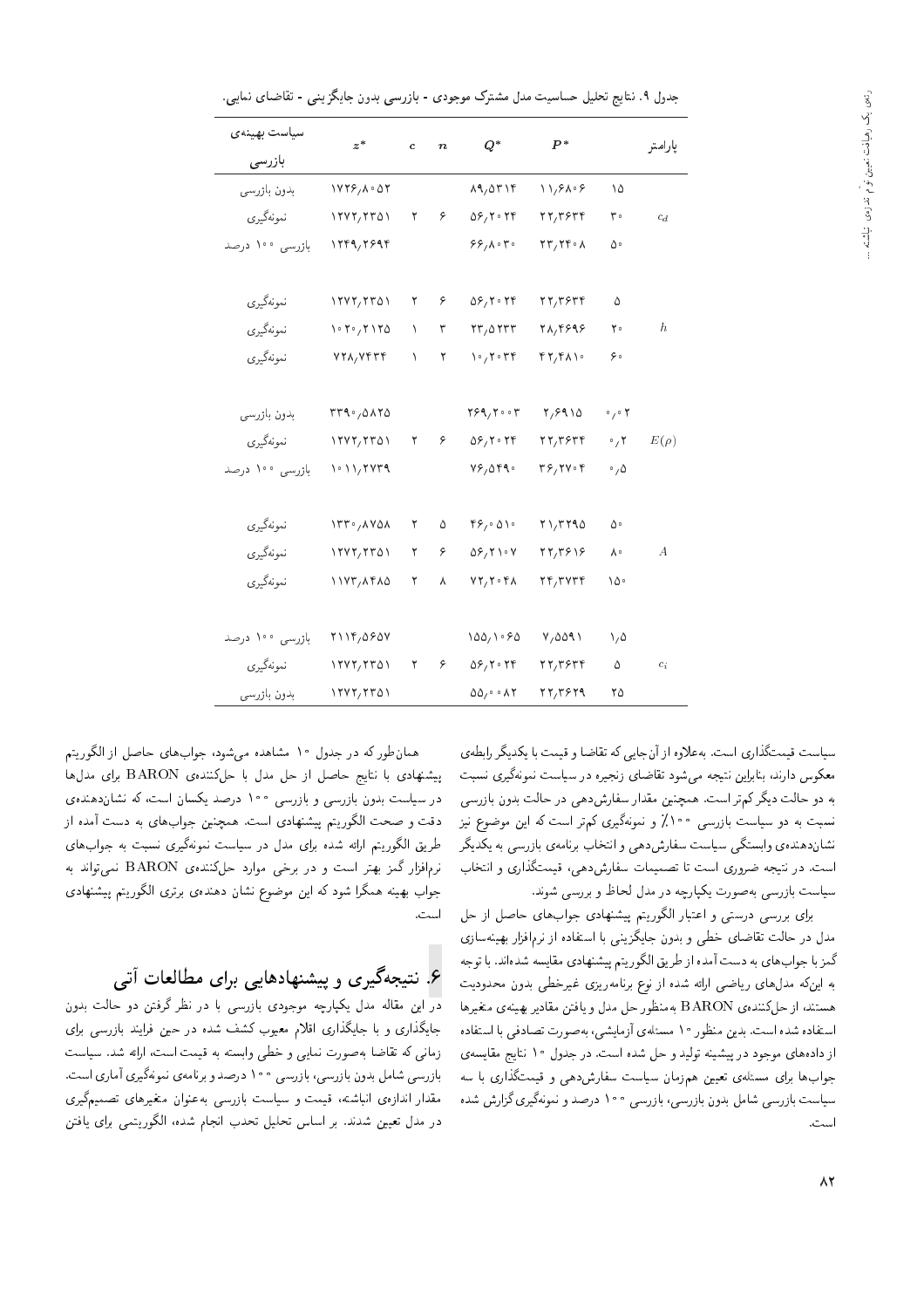جدول ۹. نتایج تحلیل حساسیت مدل مشترک موجودی ـ بازرسی بدون جایگزینی ـ تقاضای نمایی.

| پارامتر | | $P^*$ | $Q^*$ | $n$ | $c$ | $z^*$ | سیاست بهینه‌ی بازرسی |
|---|---|---|---|---|---|---|---|
| $c_d$ | ۱۵ | ۱۱٫۶۸۰۶ | ۸۹٫۵۳۱۴ | | | ۱۷۲۶٫۸۰۵۲ | بدون بازرسی |
| | ۳۰ | ۲۲٫۳۶۳۴ | ۵۶٫۲۰۲۴ | ۶ | ۲ | ۱۲۷۲٫۲۳۵۱ | نمونه‌گیری |
| | ۵۰ | ۲۳٫۲۴۰۸ | ۶۶٫۸۰۳۰ | | | ۱۲۴۹٫۲۶۹۴ | بازرسی ۱۰۰ درصد |
| $h$ | ۵ | ۲۲٫۳۶۳۴ | ۵۶٫۲۰۲۴ | ۶ | ۲ | ۱۲۷۲٫۲۳۵۱ | نمونه‌گیری |
| | ۲۰ | ۲۸٫۴۶۹۶ | ۲۳٫۵۲۳۳ | ۳ | ۱ | ۱۰۲۰٫۲۱۲۵ | نمونه‌گیری |
| | ۶۰ | ۴۲٫۴۸۱۰ | ۱۰٫۲۰۳۴ | ۲ | ۱ | ۷۲۸٫۷۴۳۴ | نمونه‌گیری |
| $E(\rho)$ | ۰٫۰۲ | ۲٫۶۹۱۵ | ۲۶۹٫۲۰۰۳ | | | ۳۳۹۰٫۵۸۲۵ | بدون بازرسی |
| | ۰٫۲ | ۲۲٫۳۶۳۴ | ۵۶٫۲۰۲۴ | ۶ | ۲ | ۱۲۷۲٫۲۳۵۱ | نمونه‌گیری |
| | ۰٫۵ | ۳۶٫۲۷۰۴ | ۷۶٫۵۴۹۰ | | | ۱۰۱۱٫۲۷۳۹ | بازرسی ۱۰۰ درصد |
| $A$ | ۵۰ | ۲۱٫۳۲۹۵ | ۴۶٫۰۵۱۰ | ۵ | ۲ | ۱۳۳۰٫۸۷۵۸ | نمونه‌گیری |
| | ۸۰ | ۲۲٫۳۶۱۶ | ۵۶٫۲۱۰۷ | ۶ | ۲ | ۱۲۷۲٫۲۳۵۱ | نمونه‌گیری |
| | ۱۵۰ | ۲۴٫۳۷۳۴ | ۷۲٫۲۰۴۸ | ۸ | ۲ | ۱۱۷۳٫۸۴۸۵ | نمونه‌گیری |
| $c_i$ | ۱٫۵ | ۷٫۵۵۹۱ | ۱۵۵٫۱۰۶۵ | | | ۲۱۱۴٫۵۶۵۷ | بازرسی ۱۰۰ درصد |
| | ۵ | ۲۲٫۳۶۳۴ | ۵۶٫۲۰۲۴ | ۶ | ۲ | ۱۲۷۲٫۲۳۵۱ | نمونه‌گیری |
| | ۲۵ | ۲۲٫۳۶۲۹ | ۵۵٫۰۰۸۲ | | | ۱۲۷۲٫۲۳۵۱ | بدون بازرسی |

سیاست قیمت‌گذاری است. به‌علاوه از آن‌جایی که تقاضا و قیمت با یکدیگر رابطه‌ی معکوس دارند، بنابراین نتیجه می‌شود تقاضای زنجیره در سیاست نمونه‌گیری نسبت به دو حالت دیگر کم‌تر است. همچنین مقدار سفارش‌دهی در حالت بدون بازرسی نسبت به دو سیاست بازرسی ۱۰۰٪ و نمونه‌گیری کم‌تر است که این موضوع نیز نشان‌دهنده‌ی وابستگی سیاست سفارش‌دهی و انتخاب برنامه‌ی بازرسی به یکدیگر است. در نتیجه ضروری است تا تصمیمات سفارش‌دهی، قیمت‌گذاری و انتخاب سیاست بازرسی به‌صورت یکپارچه در مدل لحاظ و بررسی شوند.

برای بررسی درستی و اعتبار الگوریتم پیشنهادی جواب‌های حاصل از حل مدل در حالت تقاضای خطی و بدون جایگزینی با استفاده از نرم‌افزار بهینه‌سازی گمز با جواب‌های به دست آمده از طریق الگوریتم پیشنهادی مقایسه شده‌اند. با توجه به این‌که مدل‌های ریاضی ارائه شده از نوع برنامه‌ریزی غیرخطی بدون محدودیت هستند، از حل‌کننده‌ی BARON به‌منظور حل مدل و یافتن مقادیر بهینه‌ی متغیرها استفاده شده است. بدین منظور ۱۰ مسئله‌ی آزمایشی، به‌صورت تصادفی با استفاده از داده‌های موجود در پیشینه تولید و حل شده است. در جدول ۱۰ نتایج مقایسه‌ی جواب‌ها برای مسئله‌ی تعیین هم‌زمان سیاست سفارش‌دهی و قیمت‌گذاری با سه سیاست بازرسی شامل بدون بازرسی، بازرسی ۱۰۰ درصد و نمونه‌گیری گزارش شده است.

همان‌طور که در جدول ۱۰ مشاهده می‌شود، جواب‌های حاصل از الگوریتم پیشنهادی با نتایج حاصل از حل مدل با حل‌کننده‌ی BARON برای مدل‌ها در سیاست بدون بازرسی و بازرسی ۱۰۰ درصد یکسان است، که نشان‌دهنده‌ی دقت و صحت الگوریتم پیشنهادی است. همچنین جواب‌های به دست آمده از طریق الگوریتم ارائه شده برای مدل در سیاست نمونه‌گیری نسبت به جواب‌های نرم‌افزار گمز بهتر است و در برخی موارد حل‌کننده‌ی BARON نمی‌تواند به جواب بهینه همگرا شود که این موضوع نشان دهنده‌ی برتری الگوریتم پیشنهادی است.

## ۶. نتیجه‌گیری و پیشنهادهایی برای مطالعات آتی

در این مقاله مدل یکپارچه موجودی ـ بازرسی با در نظر گرفتن دو حالت بدون جایگذاری و با جایگذاری اقلام معیوب کشف شده در حین فرایند بازرسی برای زمانی که تقاضا به‌صورت نمایی و خطی وابسته به قیمت است، ارائه شد. سیاست بازرسی شامل بدون بازرسی، بازرسی ۱۰۰ درصد و برنامه‌ی نمونه‌گیری آماری است. مقدار اندازه‌ی انباشته، قیمت و سیاست بازرسی به‌عنوان متغیرهای تصمیم‌گیری در مدل تعیین شدند. بر اساس تحلیل تحدب انجام شده، الگوریتمی برای یافتن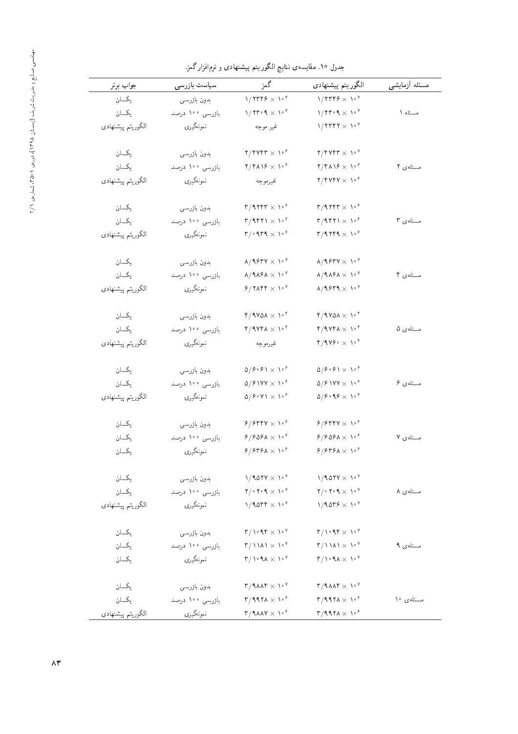جدول ۱۰. مقایسه‌ی نتایج الگوریتم پیشنهادی و نرم‌افزار گمز.

| مسئله آزمایشی | الگوریتم پیشنهادی | گمز | سیاست بازرسی | جواب برتر |
|---|---|---|---|---|
| | $1/2346 \times 10^{7}$ | $1/2346 \times 10^{7}$ | بدون بازرسی | یکسان |
| مسئله ۱ | $1/2309 \times 10^{7}$ | $1/2309 \times 10^{7}$ | بازرسی ۱۰۰ درصد | یکسان |
| | $1/2342 \times 10^{7}$ | غیر موجه | نمونه‌گیری | الگوریتم پیشنهادی |
| | $2/4743 \times 10^{7}$ | $2/4743 \times 10^{6}$ | بدون بازرسی | یکسان |
| مسئله‌ی ۲ | $2/4816 \times 10^{6}$ | $2/4816 \times 10^{6}$ | بازرسی ۱۰۰ درصد | یکسان |
| | $2/4747 \times 10^{6}$ | غیرموجه | نمونه‌گیری | الگوریتم پیشنهادی |
| | $3/9243 \times 10^{6}$ | $3/9243 \times 10^{6}$ | بدون بازرسی | یکسان |
| مسئله‌ی ۳ | $3/9421 \times 10^{6}$ | $3/9421 \times 10^{6}$ | بازرسی ۱۰۰ درصد | یکسان |
| | $3/9249 \times 10^{6}$ | $3/0939 \times 10^{6}$ | نمونه‌گیری | الگوریتم پیشنهادی |
| | $8/9637 \times 10^{7}$ | $8/9637 \times 10^{7}$ | بدون بازرسی | یکسان |
| مسئله‌ی ۴ | $8/9868 \times 10^{7}$ | $8/9868 \times 10^{7}$ | بازرسی ۱۰۰ درصد | یکسان |
| | $8/9639 \times 10^{7}$ | $6/2844 \times 10^{7}$ | نمونه‌گیری | الگوریتم پیشنهادی |
| | $4/9758 \times 10^{4}$ | $4/9758 \times 10^{4}$ | بدون بازرسی | یکسان |
| مسئله‌ی ۵ | $4/9748 \times 10^{4}$ | $4/9748 \times 10^{4}$ | بازرسی ۱۰۰ درصد | یکسان |
| | $4/9760 \times 10^{4}$ | غیرموجه | نمونه‌گیری | الگوریتم پیشنهادی |
| | $5/6061 \times 10^{6}$ | $5/6061 \times 10^{6}$ | بدون بازرسی | یکسان |
| مسئله‌ی ۶ | $5/6177 \times 10^{6}$ | $5/6177 \times 10^{6}$ | بازرسی ۱۰۰ درصد | یکسان |
| | $5/6096 \times 10^{6}$ | $5/6071 \times 10^{6}$ | نمونه‌گیری | الگوریتم پیشنهادی |
| | $6/6347 \times 10^{6}$ | $6/6347 \times 10^{6}$ | بدون بازرسی | یکسان |
| مسئله‌ی ۷ | $6/6568 \times 10^{6}$ | $6/6568 \times 10^{6}$ | بازرسی ۱۰۰ درصد | یکسان |
| | $6/6368 \times 10^{6}$ | $6/6368 \times 10^{6}$ | نمونه‌گیری | یکسان |
| | $1/9527 \times 10^{7}$ | $1/9527 \times 10^{7}$ | بدون بازرسی | یکسان |
| مسئله‌ی ۸ | $2/0209 \times 10^{7}$ | $2/0209 \times 10^{7}$ | بازرسی ۱۰۰ درصد | یکسان |
| | $1/9536 \times 10^{7}$ | $1/9534 \times 10^{7}$ | نمونه‌گیری | الگوریتم پیشنهادی |
| | $3/1094 \times 10^{7}$ | $3/1094 \times 10^{7}$ | بدون بازرسی | یکسان |
| مسئله‌ی ۹ | $3/1181 \times 10^{7}$ | $3/1181 \times 10^{7}$ | بازرسی ۱۰۰ درصد | یکسان |
| | $3/1098 \times 10^{7}$ | $3/1098 \times 10^{7}$ | نمونه‌گیری | یکسان |
| | $3/9884 \times 10^{7}$ | $3/9884 \times 10^{7}$ | بدون بازرسی | یکسان |
| مسئله‌ی ۱۰ | $3/9928 \times 10^{6}$ | $3/9928 \times 10^{6}$ | بازرسی ۱۰۰ درصد | یکسان |
| | $3/9928 \times 10^{6}$ | $3/9887 \times 10^{6}$ | نمونه‌گیری | الگوریتم پیشنهادی |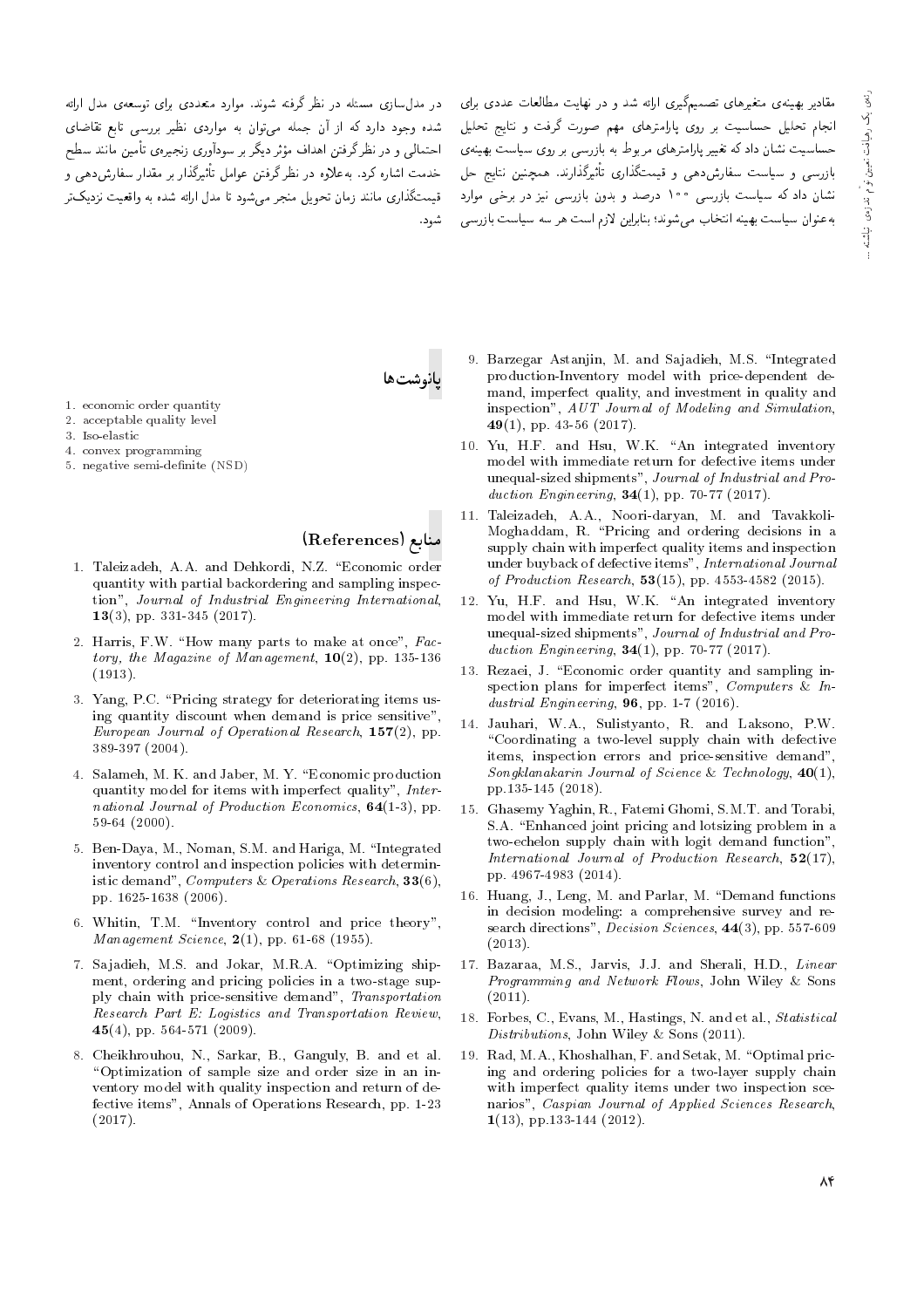مقادیر بهینه‌ی متغیرهای تصمیم‌گیری ارائه شد و در نهایت مطالعات عددی برای انجام تحلیل حساسیت بر روی پارامترهای مهم صورت گرفت و نتایج تحلیل حساسیت نشان داد که تغییر پارامترهای مربوط به بازرسی بر روی سیاست بهینه‌ی بازرسی و سیاست سفارش‌دهی و قیمت‌گذاری تأثیرگذارند. همچنین نتایج حل نشان داد که سیاست بازرسی ۱۰۰ درصد و بدون بازرسی نیز در برخی موارد به‌عنوان سیاست بهینه انتخاب می‌شوند؛ بنابراین لازم است هر سه سیاست بازرسی در مدل‌سازی مسئله در نظر گرفته شوند. موارد متعددی برای توسعه‌ی مدل ارائه شده وجود دارد که از آن جمله می‌توان به مواردی نظیر بررسی تابع تقاضای احتمالی و در نظر گرفتن اهداف مؤثر دیگر بر سودآوری زنجیره‌ی تأمین مانند سطح خدمت اشاره کرد. به‌علاوه در نظر گرفتن عوامل تأثیرگذار بر مقدار سفارش‌دهی و قیمت‌گذاری مانند زمان تحویل منجر می‌شود تا مدل ارائه شده به واقعیت نزدیک‌تر شود.

## پانوشت‌ها

1. economic order quantity
2. acceptable quality level
3. Iso-elastic
4. convex programming
5. negative semi-definite (NSD)

## منابع (References)

1. Taleizadeh, A.A. and Dehkordi, N.Z. "Economic order quantity with partial backordering and sampling inspection", *Journal of Industrial Engineering International*, **13**(3), pp. 331-345 (2017).
2. Harris, F.W. "How many parts to make at once", *Factory, the Magazine of Management*, **10**(2), pp. 135-136 (1913).
3. Yang, P.C. "Pricing strategy for deteriorating items using quantity discount when demand is price sensitive", *European Journal of Operational Research*, **157**(2), pp. 389-397 (2004).
4. Salameh, M. K. and Jaber, M. Y. "Economic production quantity model for items with imperfect quality", *International Journal of Production Economics*, **64**(1-3), pp. 59-64 (2000).
5. Ben-Daya, M., Noman, S.M. and Hariga, M. "Integrated inventory control and inspection policies with deterministic demand", *Computers & Operations Research*, **33**(6), pp. 1625-1638 (2006).
6. Whitin, T.M. "Inventory control and price theory", *Management Science*, **2**(1), pp. 61-68 (1955).
7. Sajadieh, M.S. and Jokar, M.R.A. "Optimizing shipment, ordering and pricing policies in a two-stage supply chain with price-sensitive demand", *Transportation Research Part E: Logistics and Transportation Review*, **45**(4), pp. 564-571 (2009).
8. Cheikhrouhou, N., Sarkar, B., Ganguly, B. and et al. "Optimization of sample size and order size in an inventory model with quality inspection and return of defective items", Annals of Operations Research, pp. 1-23 (2017).
9. Barzegar Astanjin, M. and Sajadieh, M.S. "Integrated production-Inventory model with price-dependent demand, imperfect quality, and investment in quality and inspection", *AUT Journal of Modeling and Simulation*, **49**(1), pp. 43-56 (2017).
10. Yu, H.F. and Hsu, W.K. "An integrated inventory model with immediate return for defective items under unequal-sized shipments", *Journal of Industrial and Production Engineering*, **34**(1), pp. 70-77 (2017).
11. Taleizadeh, A.A., Noori-daryan, M. and Tavakkoli-Moghaddam, R. "Pricing and ordering decisions in a supply chain with imperfect quality items and inspection under buyback of defective items", *International Journal of Production Research*, **53**(15), pp. 4553-4582 (2015).
12. Yu, H.F. and Hsu, W.K. "An integrated inventory model with immediate return for defective items under unequal-sized shipments", *Journal of Industrial and Production Engineering*, **34**(1), pp. 70-77 (2017).
13. Rezaei, J. "Economic order quantity and sampling inspection plans for imperfect items", *Computers & Industrial Engineering*, **96**, pp. 1-7 (2016).
14. Jauhari, W.A., Sulistyanto, R. and Laksono, P.W. "Coordinating a two-level supply chain with defective items, inspection errors and price-sensitive demand", *Songklanakarin Journal of Science & Technology*, **40**(1), pp.135-145 (2018).
15. Ghasemy Yaghin, R., Fatemi Ghomi, S.M.T. and Torabi, S.A. "Enhanced joint pricing and lotsizing problem in a two-echelon supply chain with logit demand function", *International Journal of Production Research*, **52**(17), pp. 4967-4983 (2014).
16. Huang, J., Leng, M. and Parlar, M. "Demand functions in decision modeling: a comprehensive survey and research directions", *Decision Sciences*, **44**(3), pp. 557-609 (2013).
17. Bazaraa, M.S., Jarvis, J.J. and Sherali, H.D., *Linear Programming and Network Flows*, John Wiley & Sons (2011).
18. Forbes, C., Evans, M., Hastings, N. and et al., *Statistical Distributions*, John Wiley & Sons (2011).
19. Rad, M.A., Khoshalhan, F. and Setak, M. "Optimal pricing and ordering policies for a two-layer supply chain with imperfect quality items under two inspection scenarios", *Caspian Journal of Applied Sciences Research*, **1**(13), pp.133-144 (2012).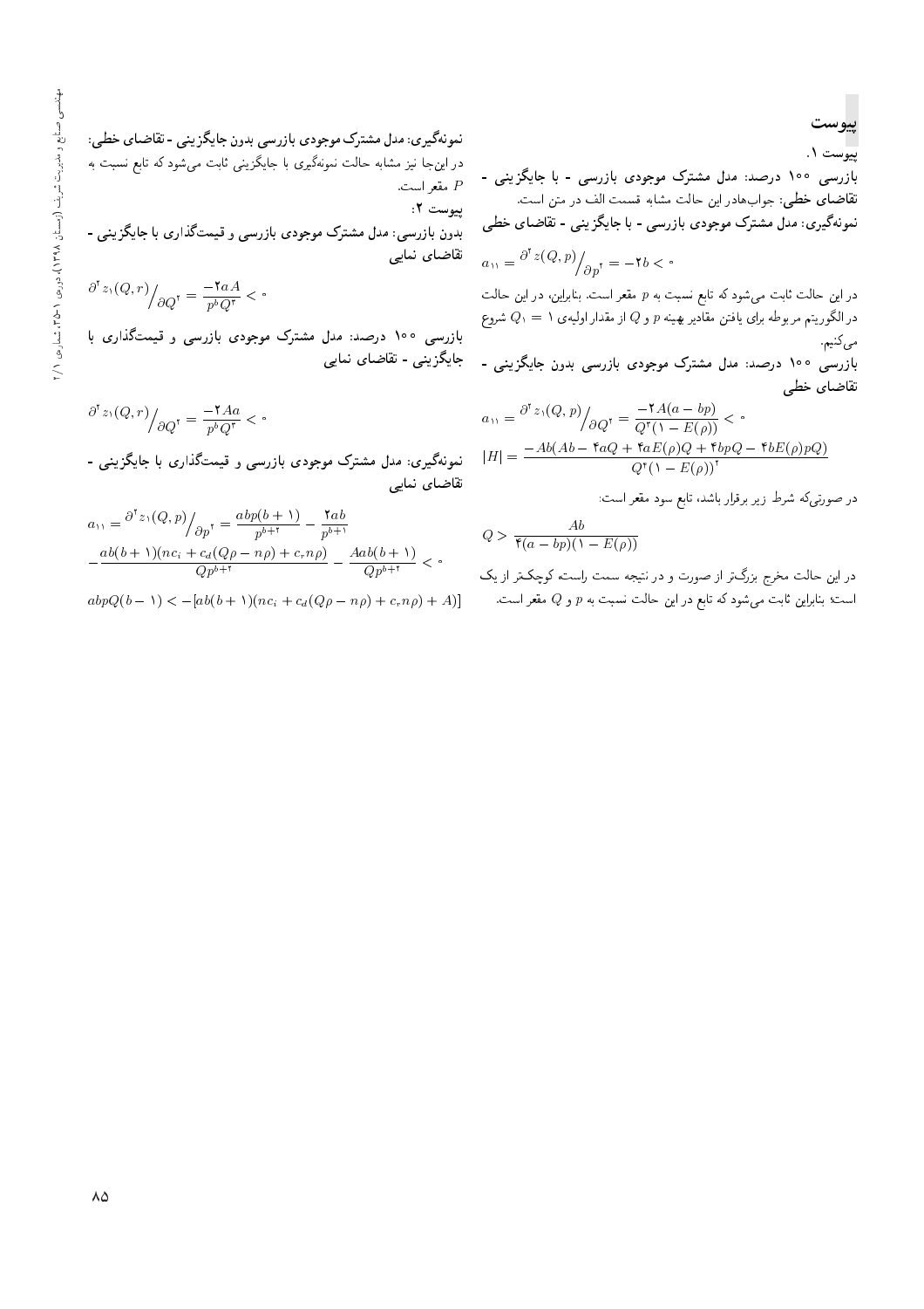## پیوست

پیوست ۱.

**بازرسی ۱۰۰ درصد: مدل مشترک موجودی بازرسی - با جایگزینی - تقاضای خطی:** جواب‌هادر این حالت مشابه قسمت الف در متن است.

**نمونه‌گیری: مدل مشترک موجودی بازرسی - با جایگزینی - تقاضای خطی**

$$a_{11} = \partial^2 z(Q,p) \Big/ \partial p^2 = -2b < 0$$

در این حالت ثابت می‌شود که تابع نسبت به $p$ مقعر است. بنابراین، در این حالت در الگوریتم مربوطه برای یافتن مقادیر بهینه $p$ و $Q$ از مقدار اولیه‌ی $Q_1 = 1$ شروع می‌کنیم.

**بازرسی ۱۰۰ درصد: مدل مشترک موجودی بازرسی بدون جایگزینی - تقاضای خطی**

$$a_{11} = \partial^2 z_1(Q,p) \Big/ \partial Q^2 = \frac{-2A(a-bp)}{Q^3(1-E(\rho))} < 0$$

$$|H| = \frac{-Ab(Ab - 4aQ + 4aE(\rho)Q + 4bpQ - 4bE(\rho)pQ)}{Q^4(1-E(\rho))^2}$$

در صورتی‌که شرط زیر برقرار باشد، تابع سود مقعر است:

$$Q > \frac{Ab}{4(a-bp)(1-E(\rho))}$$

در این حالت مخرج بزرگ‌تر از صورت و در نتیجه سمت راسته کوچک‌تر از یک است؛ بنابراین ثابت می‌شود که تابع در این حالت نسبت به $p$ و $Q$ مقعر است.

**نمونه‌گیری: مدل مشترک موجودی بازرسی بدون جایگزینی - تقاضای خطی:** در این‌جا نیز مشابه حالت نمونه‌گیری با جایگزینی ثابت می‌شود که تابع نسبت به $P$ مقعر است.

**پیوست ۲:**

**بدون بازرسی: مدل مشترک موجودی بازرسی و قیمت‌گذاری با جایگزینی - تقاضای نمایی**

$$\partial^2 z_1(Q,r) \Big/ \partial Q^2 = \frac{-2aA}{p^b Q^3} < 0$$

**بازرسی ۱۰۰ درصد: مدل مشترک موجودی بازرسی و قیمت‌گذاری با جایگزینی - تقاضای نمایی**

$$\partial^2 z_1(Q,r) \Big/ \partial Q^2 = \frac{-2Aa}{p^b Q^3} < 0$$

**نمونه‌گیری: مدل مشترک موجودی بازرسی و قیمت‌گذاری با جایگزینی - تقاضای نمایی**

$$a_{11} = \partial^2 z_1(Q,p) \Big/ \partial p^2 = \frac{abp(b+1)}{p^{b+2}} - \frac{2ab}{p^{b+1}}$$
$$- \frac{ab(b+1)(nc_i + c_d(Q\rho - n\rho) + c_r n\rho)}{Qp^{b+2}} - \frac{Aab(b+1)}{Qp^{b+2}} < 0$$

$$abpQ(b-1) < -[ab(b+1)(nc_i + c_d(Q\rho - n\rho) + c_r n\rho) + A)]$$